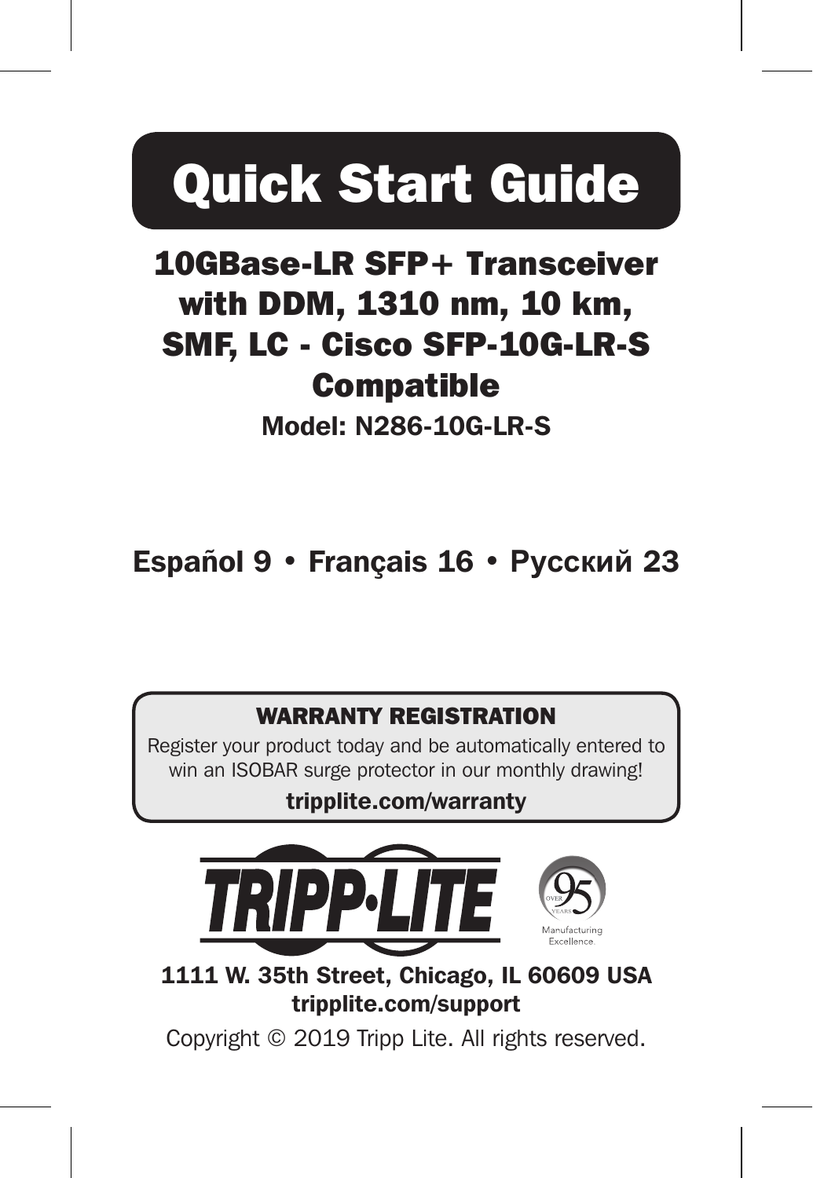# Quick Start Guide

## 10GBase-LR SFP+ Transceiver with DDM, 1310 nm, 10 km, SMF, LC - Cisco SFP-10G-LR-S Compatible

**Model: N286-10G-LR-S**

**Español 9 • Français 16 • Русский 23**

**WARRANTY REGISTRATION**

Register your product today and be automatically entered to win an ISOBAR surge protector in our monthly drawing!

**tripplite.com/warranty**

TRIPP·LITE

OVER 95 YEARS Manufacturing Excellence.

**1111 W. 35th Street, Chicago, IL 60609 USA**
**tripplite.com/support**

Copyright © 2019 Tripp Lite. All rights reserved.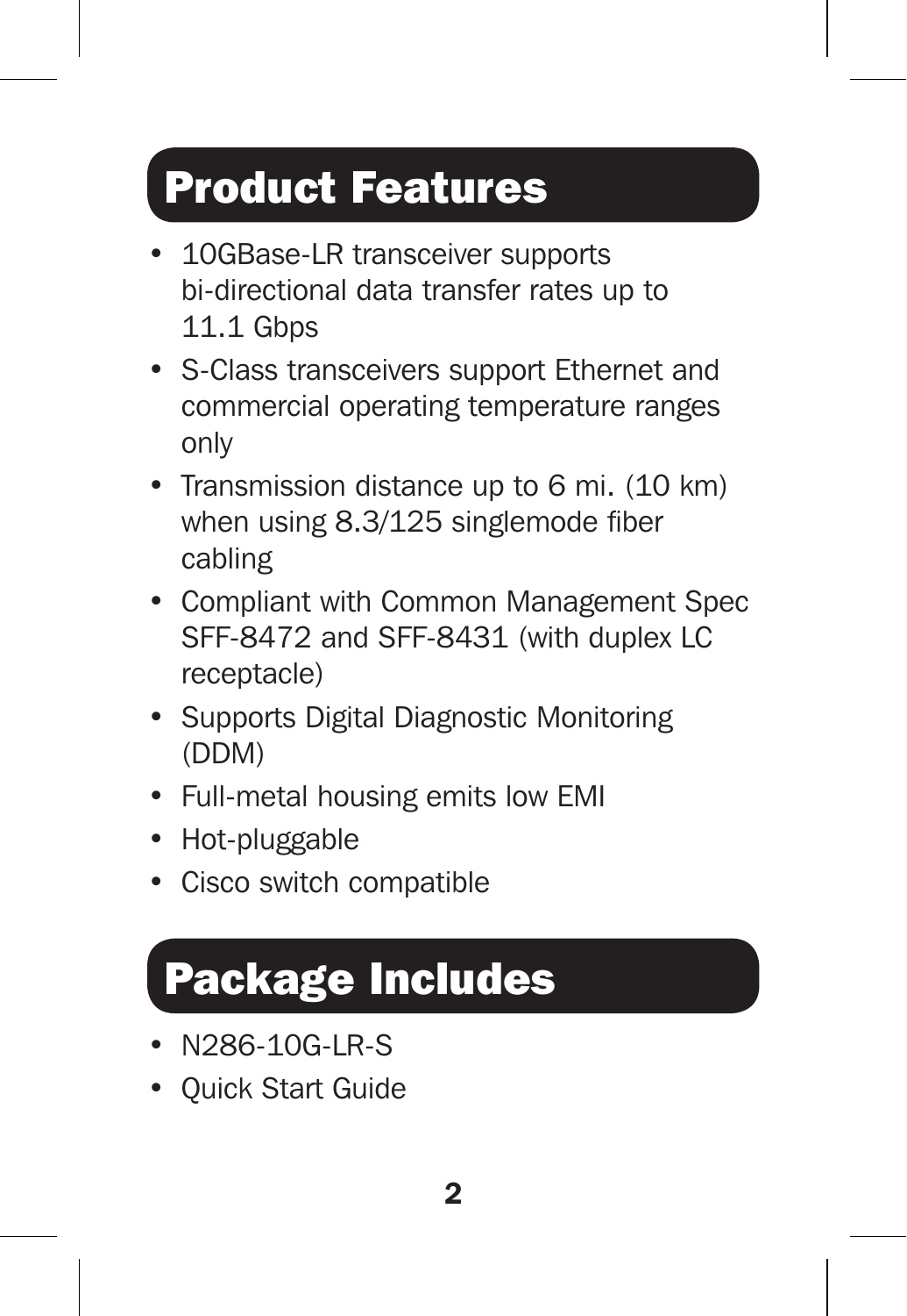# Product Features

- 10GBase-LR transceiver supports bi-directional data transfer rates up to 11.1 Gbps
- S-Class transceivers support Ethernet and commercial operating temperature ranges only
- Transmission distance up to 6 mi. (10 km) when using 8.3/125 singlemode fiber cabling
- Compliant with Common Management Spec SFF-8472 and SFF-8431 (with duplex LC receptacle)
- Supports Digital Diagnostic Monitoring (DDM)
- Full-metal housing emits low EMI
- Hot-pluggable
- Cisco switch compatible

# Package Includes

- N286-10G-LR-S
- Quick Start Guide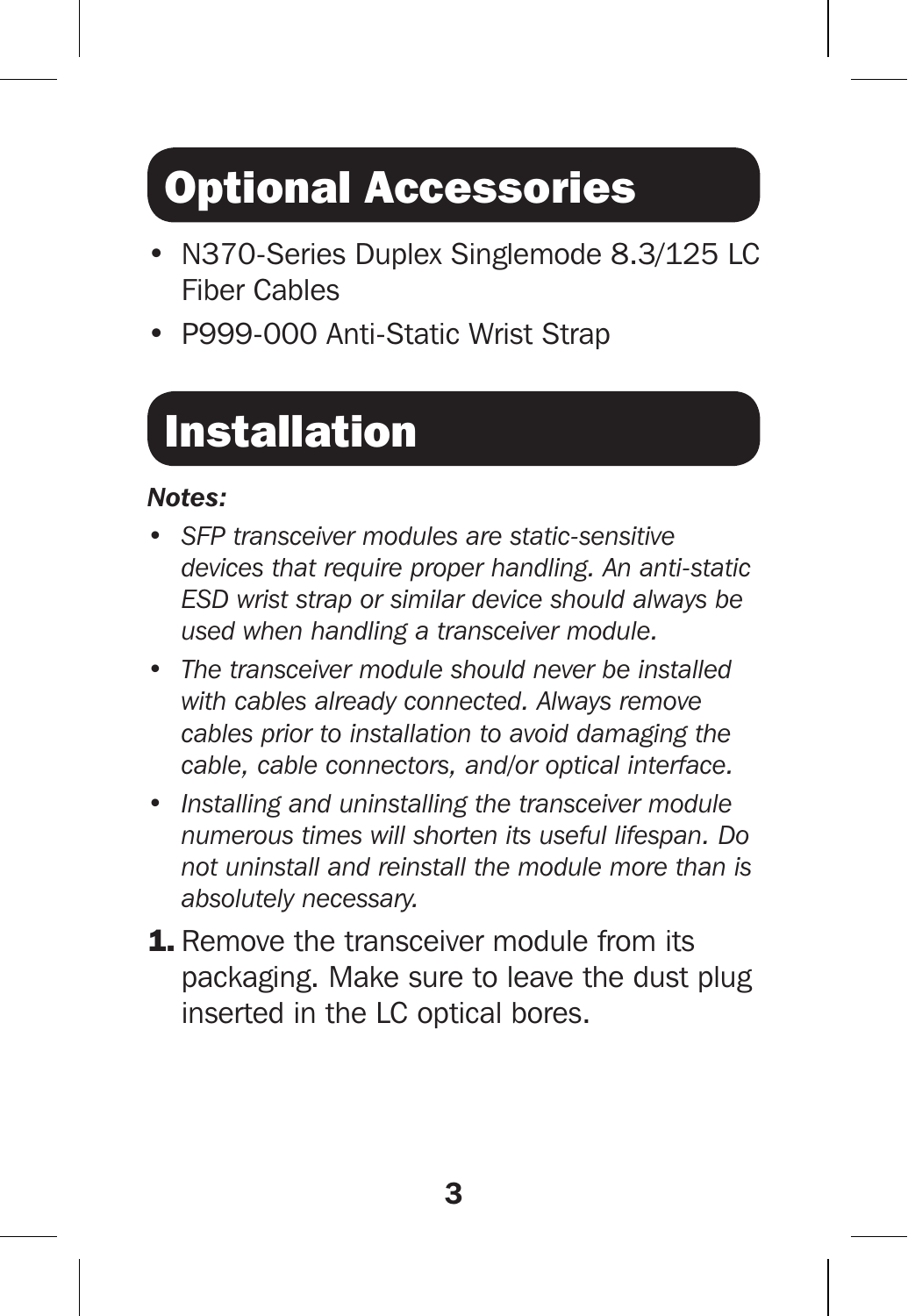## Optional Accessories

- N370-Series Duplex Singlemode 8.3/125 LC Fiber Cables
- P999-000 Anti-Static Wrist Strap

## Installation

***Notes:***

- *SFP transceiver modules are static-sensitive devices that require proper handling. An anti-static ESD wrist strap or similar device should always be used when handling a transceiver module.*
- *The transceiver module should never be installed with cables already connected. Always remove cables prior to installation to avoid damaging the cable, cable connectors, and/or optical interface.*
- *Installing and uninstalling the transceiver module numerous times will shorten its useful lifespan. Do not uninstall and reinstall the module more than is absolutely necessary.*

**1.** Remove the transceiver module from its packaging. Make sure to leave the dust plug inserted in the LC optical bores.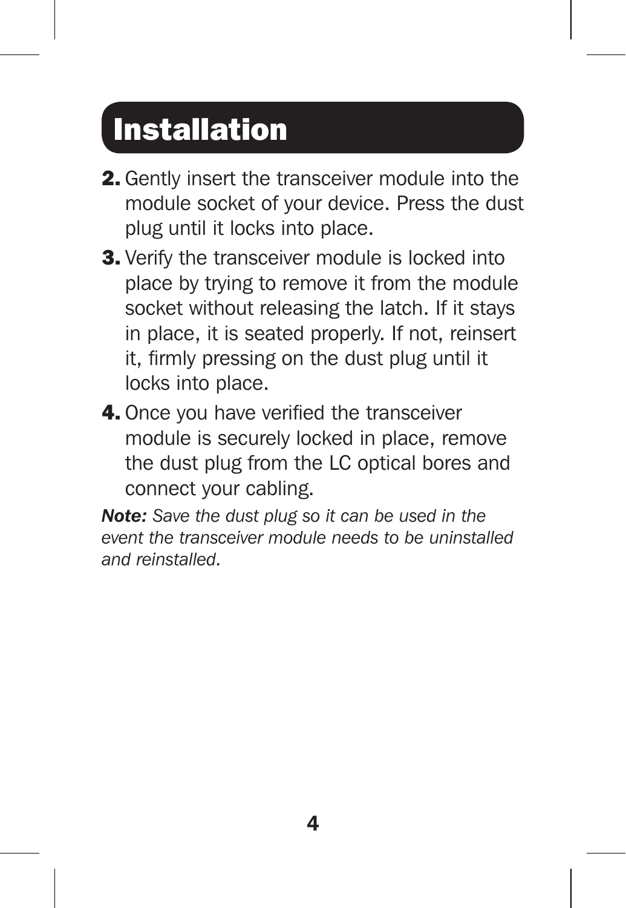# Installation

2. Gently insert the transceiver module into the module socket of your device. Press the dust plug until it locks into place.
3. Verify the transceiver module is locked into place by trying to remove it from the module socket without releasing the latch. If it stays in place, it is seated properly. If not, reinsert it, firmly pressing on the dust plug until it locks into place.
4. Once you have verified the transceiver module is securely locked in place, remove the dust plug from the LC optical bores and connect your cabling.

***Note:*** *Save the dust plug so it can be used in the event the transceiver module needs to be uninstalled and reinstalled.*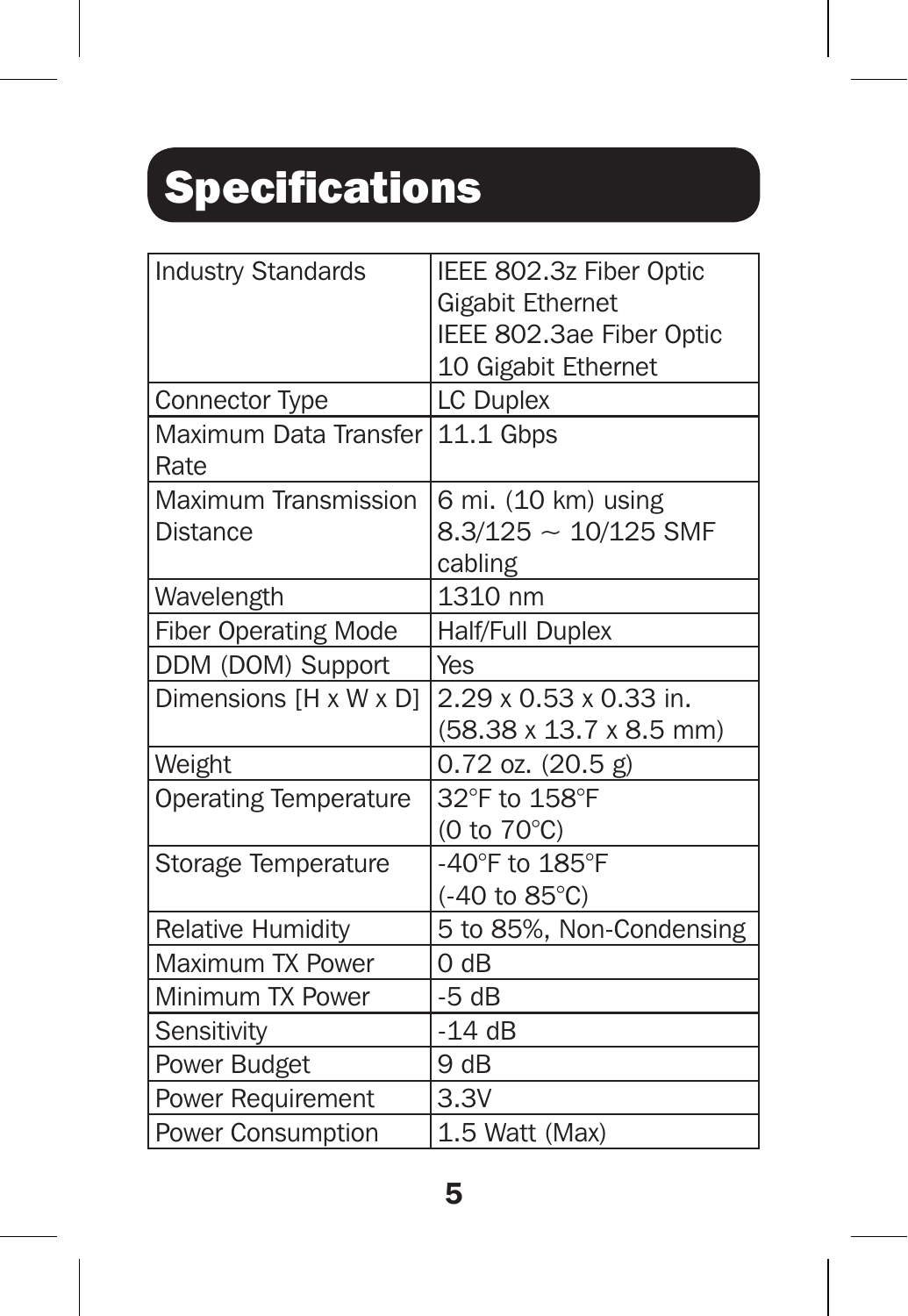# Specifications

| | |
|---|---|
| Industry Standards | IEEE 802.3z Fiber Optic Gigabit Ethernet<br>IEEE 802.3ae Fiber Optic 10 Gigabit Ethernet |
| Connector Type | LC Duplex |
| Maximum Data Transfer Rate | 11.1 Gbps |
| Maximum Transmission Distance | 6 mi. (10 km) using 8.3/125 ~ 10/125 SMF cabling |
| Wavelength | 1310 nm |
| Fiber Operating Mode | Half/Full Duplex |
| DDM (DOM) Support | Yes |
| Dimensions [H x W x D] | 2.29 x 0.53 x 0.33 in. (58.38 x 13.7 x 8.5 mm) |
| Weight | 0.72 oz. (20.5 g) |
| Operating Temperature | 32°F to 158°F (0 to 70°C) |
| Storage Temperature | -40°F to 185°F (-40 to 85°C) |
| Relative Humidity | 5 to 85%, Non-Condensing |
| Maximum TX Power | 0 dB |
| Minimum TX Power | -5 dB |
| Sensitivity | -14 dB |
| Power Budget | 9 dB |
| Power Requirement | 3.3V |
| Power Consumption | 1.5 Watt (Max) |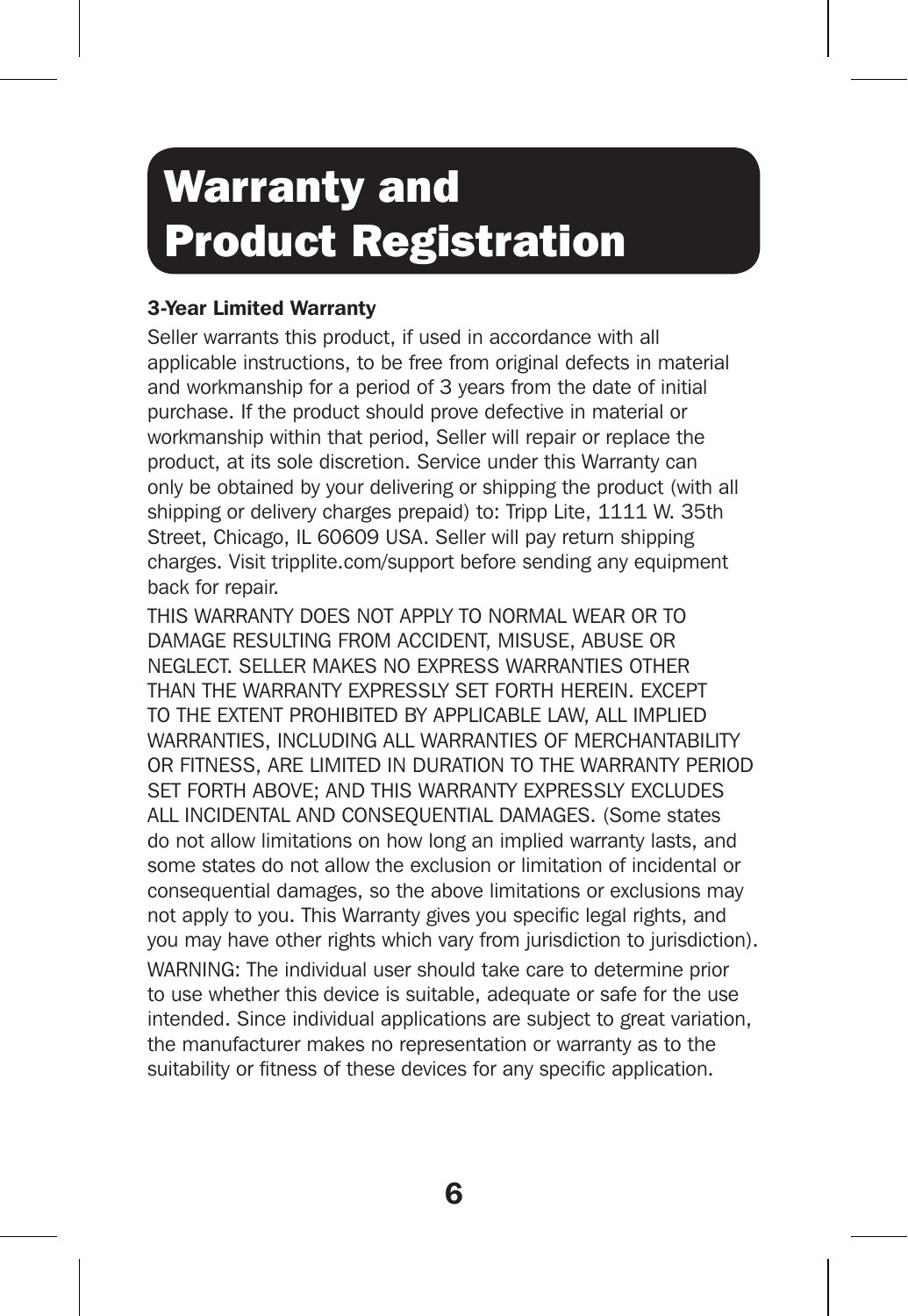# Warranty and Product Registration

### 3-Year Limited Warranty

Seller warrants this product, if used in accordance with all applicable instructions, to be free from original defects in material and workmanship for a period of 3 years from the date of initial purchase. If the product should prove defective in material or workmanship within that period, Seller will repair or replace the product, at its sole discretion. Service under this Warranty can only be obtained by your delivering or shipping the product (with all shipping or delivery charges prepaid) to: Tripp Lite, 1111 W. 35th Street, Chicago, IL 60609 USA. Seller will pay return shipping charges. Visit tripplite.com/support before sending any equipment back for repair.

THIS WARRANTY DOES NOT APPLY TO NORMAL WEAR OR TO DAMAGE RESULTING FROM ACCIDENT, MISUSE, ABUSE OR NEGLECT. SELLER MAKES NO EXPRESS WARRANTIES OTHER THAN THE WARRANTY EXPRESSLY SET FORTH HEREIN. EXCEPT TO THE EXTENT PROHIBITED BY APPLICABLE LAW, ALL IMPLIED WARRANTIES, INCLUDING ALL WARRANTIES OF MERCHANTABILITY OR FITNESS, ARE LIMITED IN DURATION TO THE WARRANTY PERIOD SET FORTH ABOVE; AND THIS WARRANTY EXPRESSLY EXCLUDES ALL INCIDENTAL AND CONSEQUENTIAL DAMAGES. (Some states do not allow limitations on how long an implied warranty lasts, and some states do not allow the exclusion or limitation of incidental or consequential damages, so the above limitations or exclusions may not apply to you. This Warranty gives you specific legal rights, and you may have other rights which vary from jurisdiction to jurisdiction).

WARNING: The individual user should take care to determine prior to use whether this device is suitable, adequate or safe for the use intended. Since individual applications are subject to great variation, the manufacturer makes no representation or warranty as to the suitability or fitness of these devices for any specific application.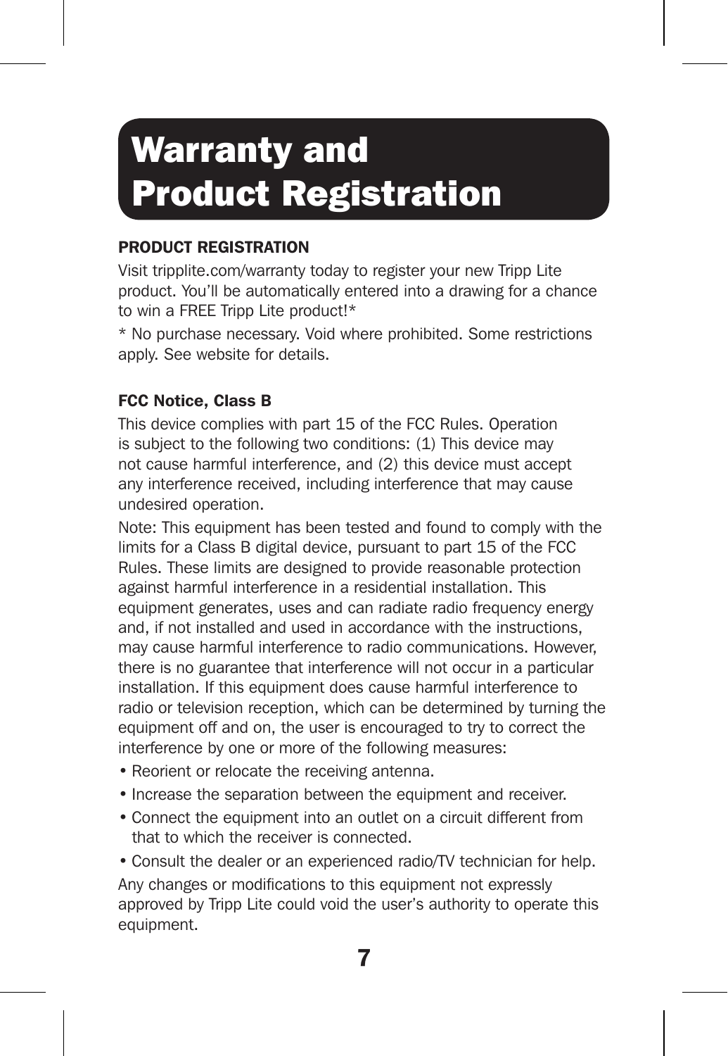# Warranty and Product Registration

### PRODUCT REGISTRATION

Visit tripplite.com/warranty today to register your new Tripp Lite product. You'll be automatically entered into a drawing for a chance to win a FREE Tripp Lite product!*

* No purchase necessary. Void where prohibited. Some restrictions apply. See website for details.

### FCC Notice, Class B

This device complies with part 15 of the FCC Rules. Operation is subject to the following two conditions: (1) This device may not cause harmful interference, and (2) this device must accept any interference received, including interference that may cause undesired operation.

Note: This equipment has been tested and found to comply with the limits for a Class B digital device, pursuant to part 15 of the FCC Rules. These limits are designed to provide reasonable protection against harmful interference in a residential installation. This equipment generates, uses and can radiate radio frequency energy and, if not installed and used in accordance with the instructions, may cause harmful interference to radio communications. However, there is no guarantee that interference will not occur in a particular installation. If this equipment does cause harmful interference to radio or television reception, which can be determined by turning the equipment off and on, the user is encouraged to try to correct the interference by one or more of the following measures:

- Reorient or relocate the receiving antenna.
- Increase the separation between the equipment and receiver.
- Connect the equipment into an outlet on a circuit different from that to which the receiver is connected.
- Consult the dealer or an experienced radio/TV technician for help.

Any changes or modifications to this equipment not expressly approved by Tripp Lite could void the user's authority to operate this equipment.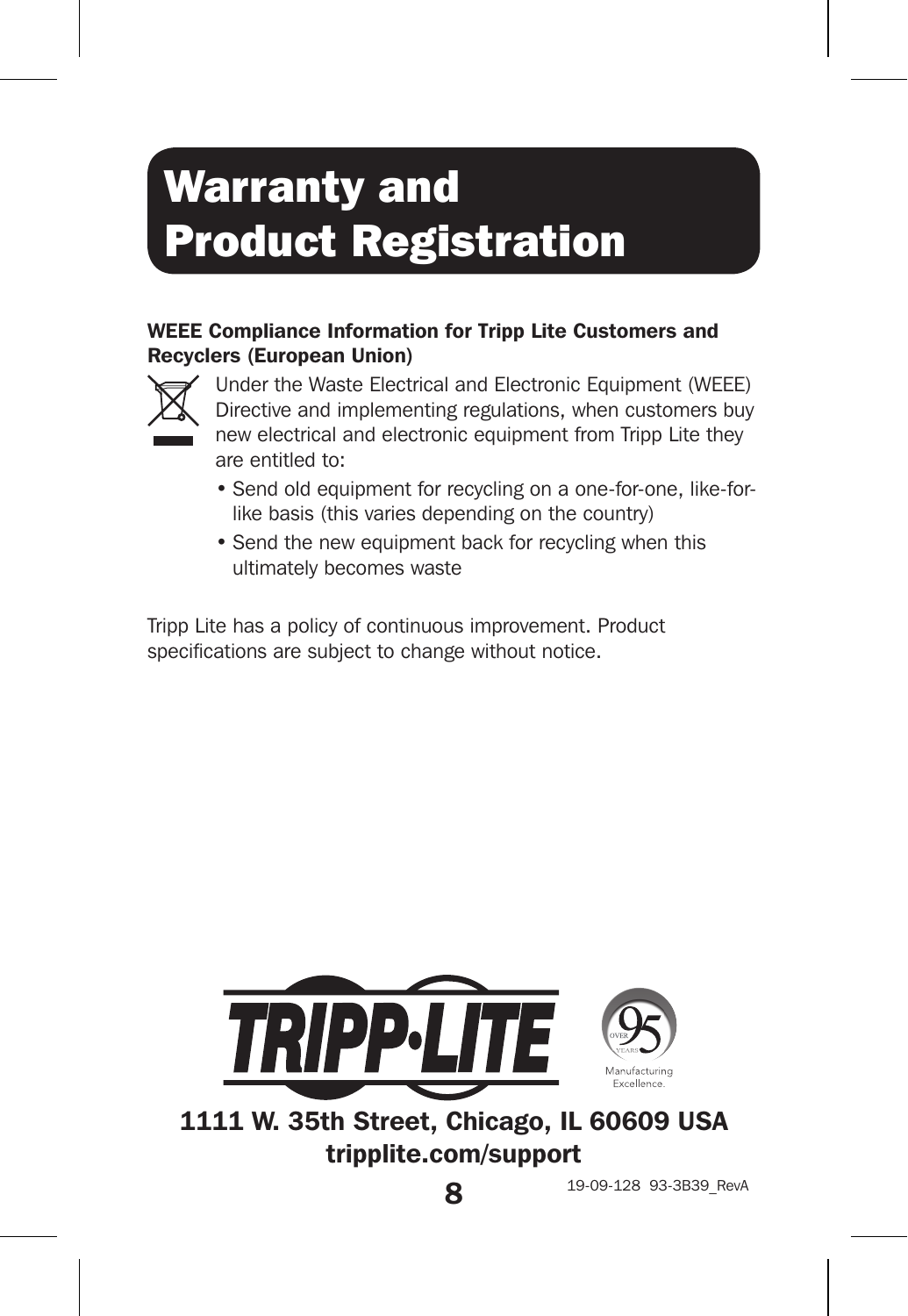# Warranty and Product Registration

**WEEE Compliance Information for Tripp Lite Customers and Recyclers (European Union)**

Under the Waste Electrical and Electronic Equipment (WEEE) Directive and implementing regulations, when customers buy new electrical and electronic equipment from Tripp Lite they are entitled to:

- Send old equipment for recycling on a one-for-one, like-for-like basis (this varies depending on the country)
- Send the new equipment back for recycling when this ultimately becomes waste

Tripp Lite has a policy of continuous improvement. Product specifications are subject to change without notice.

**1111 W. 35th Street, Chicago, IL 60609 USA**
**tripplite.com/support**

19-09-128 93-3B39_RevA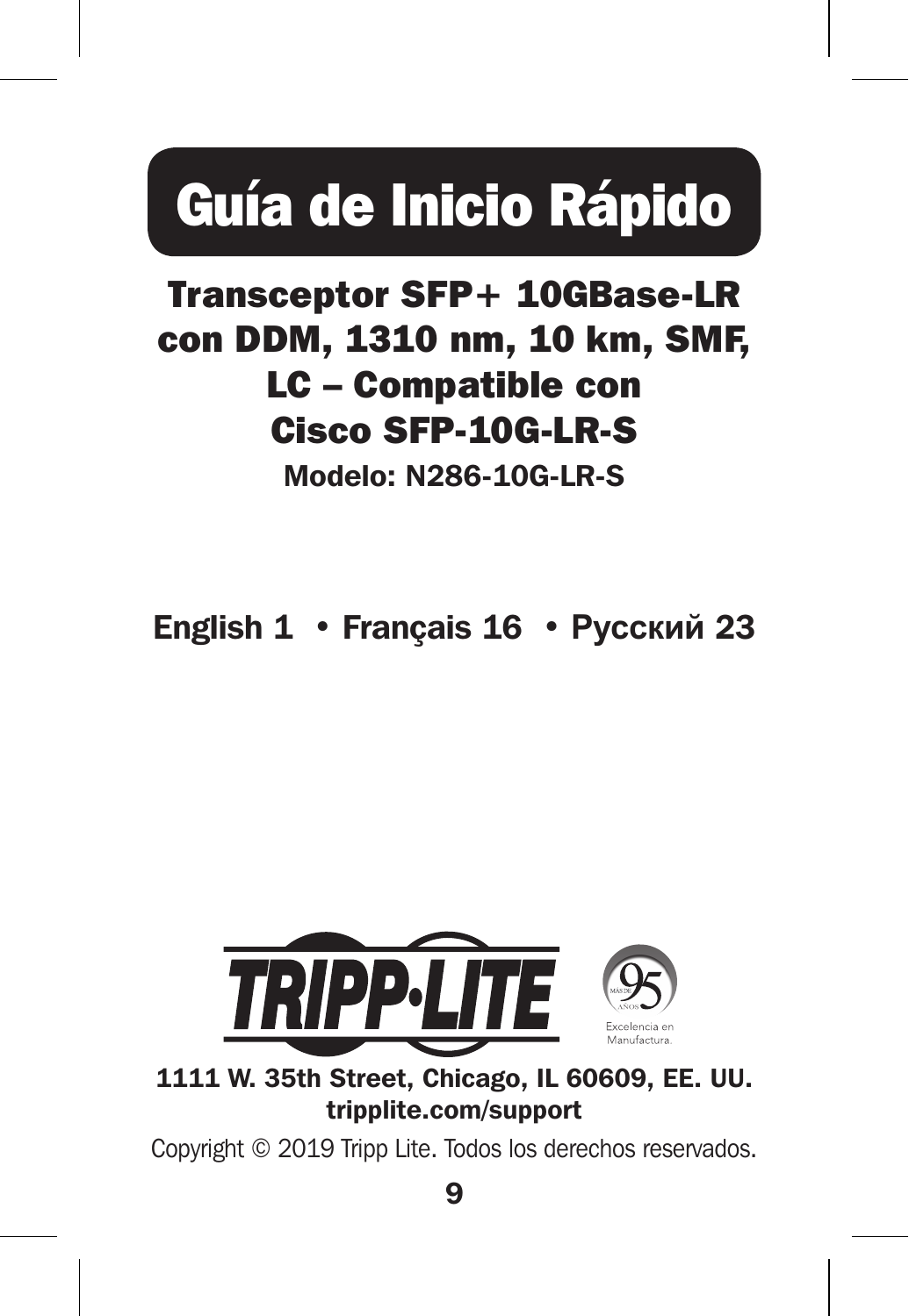# Guía de Inicio Rápido

## Transceptor SFP+ 10GBase-LR con DDM, 1310 nm, 10 km, SMF, LC – Compatible con Cisco SFP-10G-LR-S

**Modelo: N286-10G-LR-S**

**English 1 • Français 16 • Русский 23**

TRIPP·LITE

MÁS DE 95 AÑOS
Excelencia en Manufactura.

**1111 W. 35th Street, Chicago, IL 60609, EE. UU.**
**tripplite.com/support**

Copyright © 2019 Tripp Lite. Todos los derechos reservados.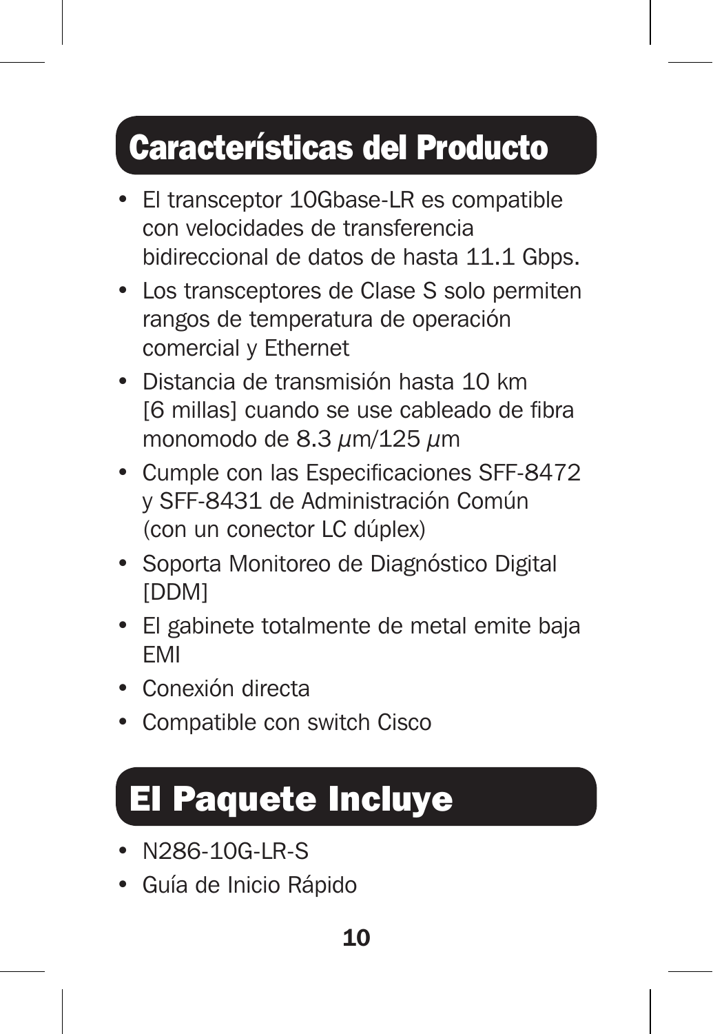## Características del Producto

- El transceptor 10Gbase-LR es compatible con velocidades de transferencia bidireccional de datos de hasta 11.1 Gbps.
- Los transceptores de Clase S solo permiten rangos de temperatura de operación comercial y Ethernet
- Distancia de transmisión hasta 10 km [6 millas] cuando se use cableado de fibra monomodo de 8.3 $\mu$m/125 $\mu$m
- Cumple con las Especificaciones SFF-8472 y SFF-8431 de Administración Común (con un conector LC dúplex)
- Soporta Monitoreo de Diagnóstico Digital [DDM]
- El gabinete totalmente de metal emite baja EMI
- Conexión directa
- Compatible con switch Cisco

## El Paquete Incluye

- N286-10G-LR-S
- Guía de Inicio Rápido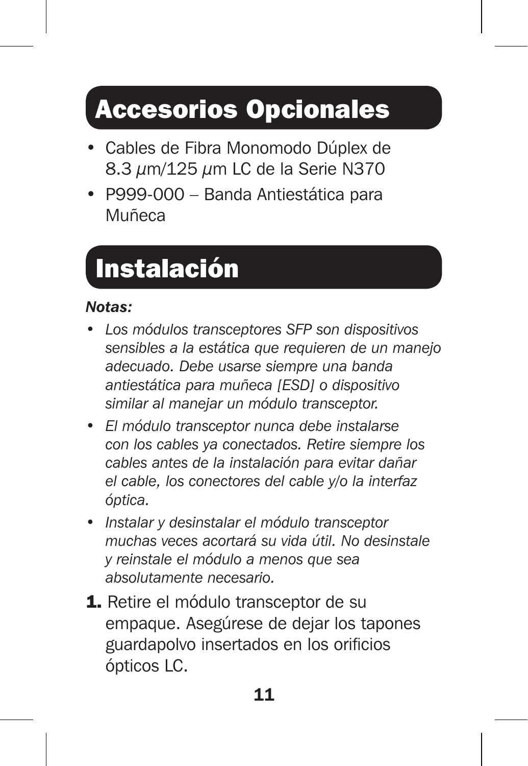## Accesorios Opcionales

- Cables de Fibra Monomodo Dúplex de 8.3 μm/125 μm LC de la Serie N370
- P999-000 – Banda Antiestática para Muñeca

## Instalación

***Notas:***

- *Los módulos transceptores SFP son dispositivos sensibles a la estática que requieren de un manejo adecuado. Debe usarse siempre una banda antiestática para muñeca [ESD] o dispositivo similar al manejar un módulo transceptor.*
- *El módulo transceptor nunca debe instalarse con los cables ya conectados. Retire siempre los cables antes de la instalación para evitar dañar el cable, los conectores del cable y/o la interfaz óptica.*
- *Instalar y desinstalar el módulo transceptor muchas veces acortará su vida útil. No desinstale y reinstale el módulo a menos que sea absolutamente necesario.*

**1.** Retire el módulo transceptor de su empaque. Asegúrese de dejar los tapones guardapolvo insertados en los orificios ópticos LC.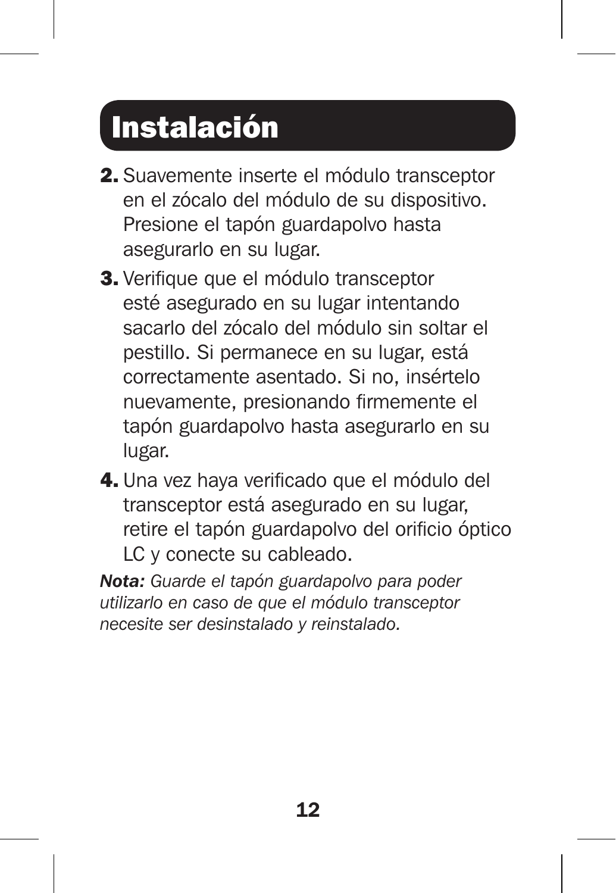# Instalación

2. Suavemente inserte el módulo transceptor en el zócalo del módulo de su dispositivo. Presione el tapón guardapolvo hasta asegurarlo en su lugar.
3. Verifique que el módulo transceptor esté asegurado en su lugar intentando sacarlo del zócalo del módulo sin soltar el pestillo. Si permanece en su lugar, está correctamente asentado. Si no, insértelo nuevamente, presionando firmemente el tapón guardapolvo hasta asegurarlo en su lugar.
4. Una vez haya verificado que el módulo del transceptor está asegurado en su lugar, retire el tapón guardapolvo del orificio óptico LC y conecte su cableado.

***Nota:*** *Guarde el tapón guardapolvo para poder utilizarlo en caso de que el módulo transceptor necesite ser desinstalado y reinstalado.*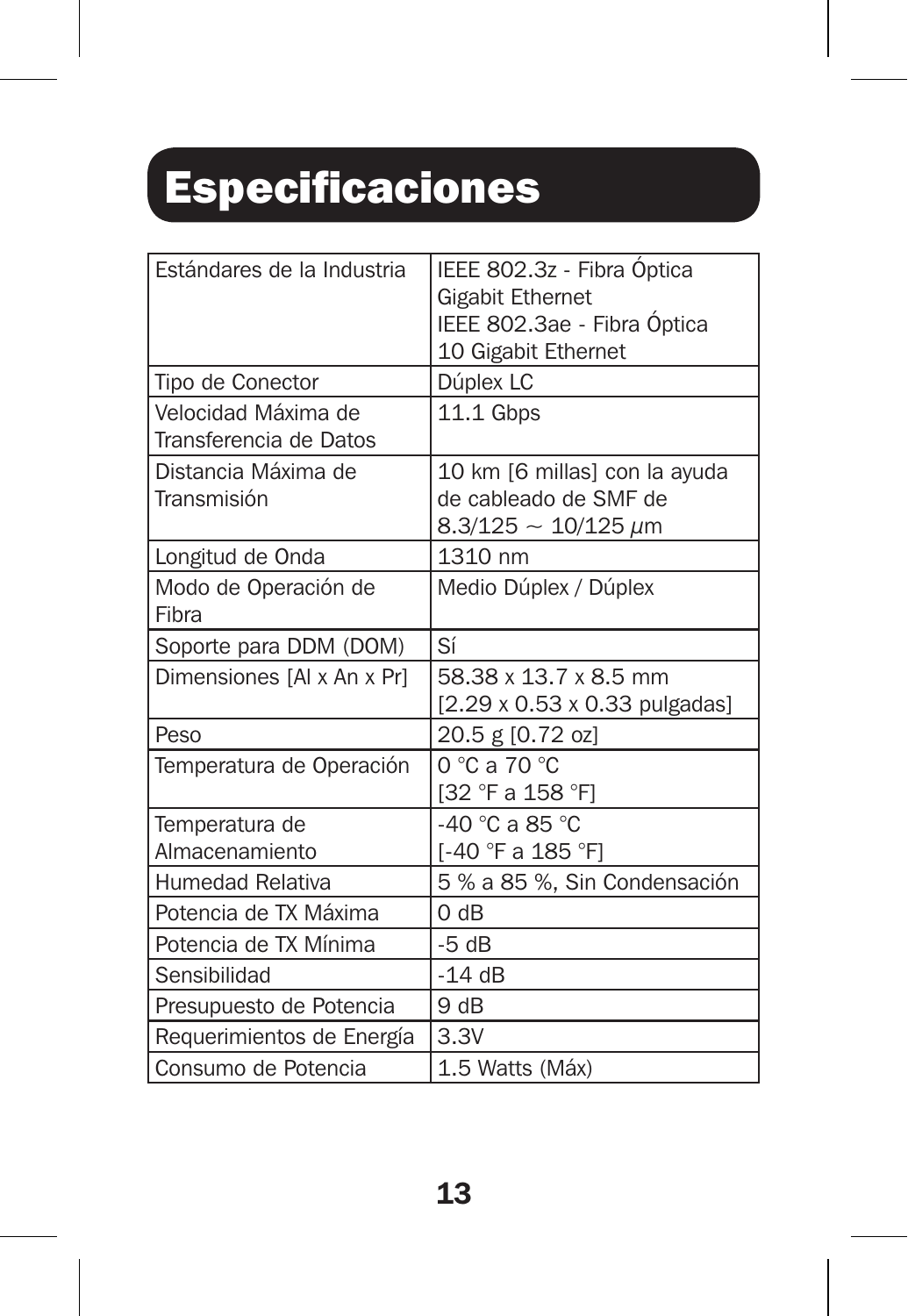# Especificaciones

| | |
|---|---|
| Estándares de la Industria | IEEE 802.3z - Fibra Óptica Gigabit Ethernet<br>IEEE 802.3ae - Fibra Óptica 10 Gigabit Ethernet |
| Tipo de Conector | Dúplex LC |
| Velocidad Máxima de Transferencia de Datos | 11.1 Gbps |
| Distancia Máxima de Transmisión | 10 km [6 millas] con la ayuda de cableado de SMF de 8.3/125 ~ 10/125 $\mu$m |
| Longitud de Onda | 1310 nm |
| Modo de Operación de Fibra | Medio Dúplex / Dúplex |
| Soporte para DDM (DOM) | Sí |
| Dimensiones [Al x An x Pr] | 58.38 x 13.7 x 8.5 mm<br>[2.29 x 0.53 x 0.33 pulgadas] |
| Peso | 20.5 g [0.72 oz] |
| Temperatura de Operación | 0 °C a 70 °C<br>[32 °F a 158 °F] |
| Temperatura de Almacenamiento | -40 °C a 85 °C<br>[-40 °F a 185 °F] |
| Humedad Relativa | 5 % a 85 %, Sin Condensación |
| Potencia de TX Máxima | 0 dB |
| Potencia de TX Mínima | -5 dB |
| Sensibilidad | -14 dB |
| Presupuesto de Potencia | 9 dB |
| Requerimientos de Energía | 3.3V |
| Consumo de Potencia | 1.5 Watts (Máx) |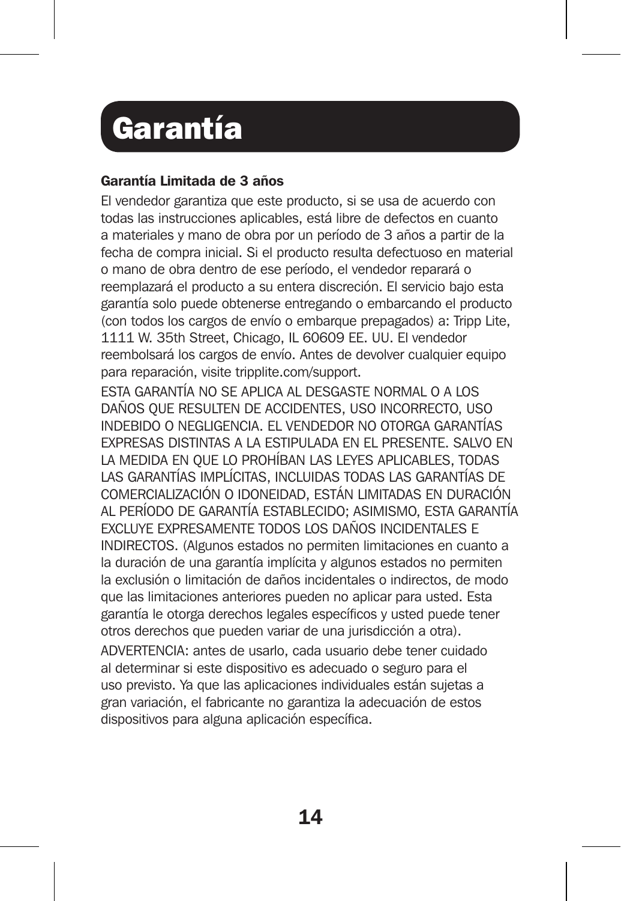# Garantía

**Garantía Limitada de 3 años**

El vendedor garantiza que este producto, si se usa de acuerdo con todas las instrucciones aplicables, está libre de defectos en cuanto a materiales y mano de obra por un período de 3 años a partir de la fecha de compra inicial. Si el producto resulta defectuoso en material o mano de obra dentro de ese período, el vendedor reparará o reemplazará el producto a su entera discreción. El servicio bajo esta garantía solo puede obtenerse entregando o embarcando el producto (con todos los cargos de envío o embarque prepagados) a: Tripp Lite, 1111 W. 35th Street, Chicago, IL 60609 EE. UU. El vendedor reembolsará los cargos de envío. Antes de devolver cualquier equipo para reparación, visite tripplite.com/support.

ESTA GARANTÍA NO SE APLICA AL DESGASTE NORMAL O A LOS DAÑOS QUE RESULTEN DE ACCIDENTES, USO INCORRECTO, USO INDEBIDO O NEGLIGENCIA. EL VENDEDOR NO OTORGA GARANTÍAS EXPRESAS DISTINTAS A LA ESTIPULADA EN EL PRESENTE. SALVO EN LA MEDIDA EN QUE LO PROHÍBAN LAS LEYES APLICABLES, TODAS LAS GARANTÍAS IMPLÍCITAS, INCLUIDAS TODAS LAS GARANTÍAS DE COMERCIALIZACIÓN O IDONEIDAD, ESTÁN LIMITADAS EN DURACIÓN AL PERÍODO DE GARANTÍA ESTABLECIDO; ASIMISMO, ESTA GARANTÍA EXCLUYE EXPRESAMENTE TODOS LOS DAÑOS INCIDENTALES E INDIRECTOS. (Algunos estados no permiten limitaciones en cuanto a la duración de una garantía implícita y algunos estados no permiten la exclusión o limitación de daños incidentales o indirectos, de modo que las limitaciones anteriores pueden no aplicar para usted. Esta garantía le otorga derechos legales específicos y usted puede tener otros derechos que pueden variar de una jurisdicción a otra).

ADVERTENCIA: antes de usarlo, cada usuario debe tener cuidado al determinar si este dispositivo es adecuado o seguro para el uso previsto. Ya que las aplicaciones individuales están sujetas a gran variación, el fabricante no garantiza la adecuación de estos dispositivos para alguna aplicación específica.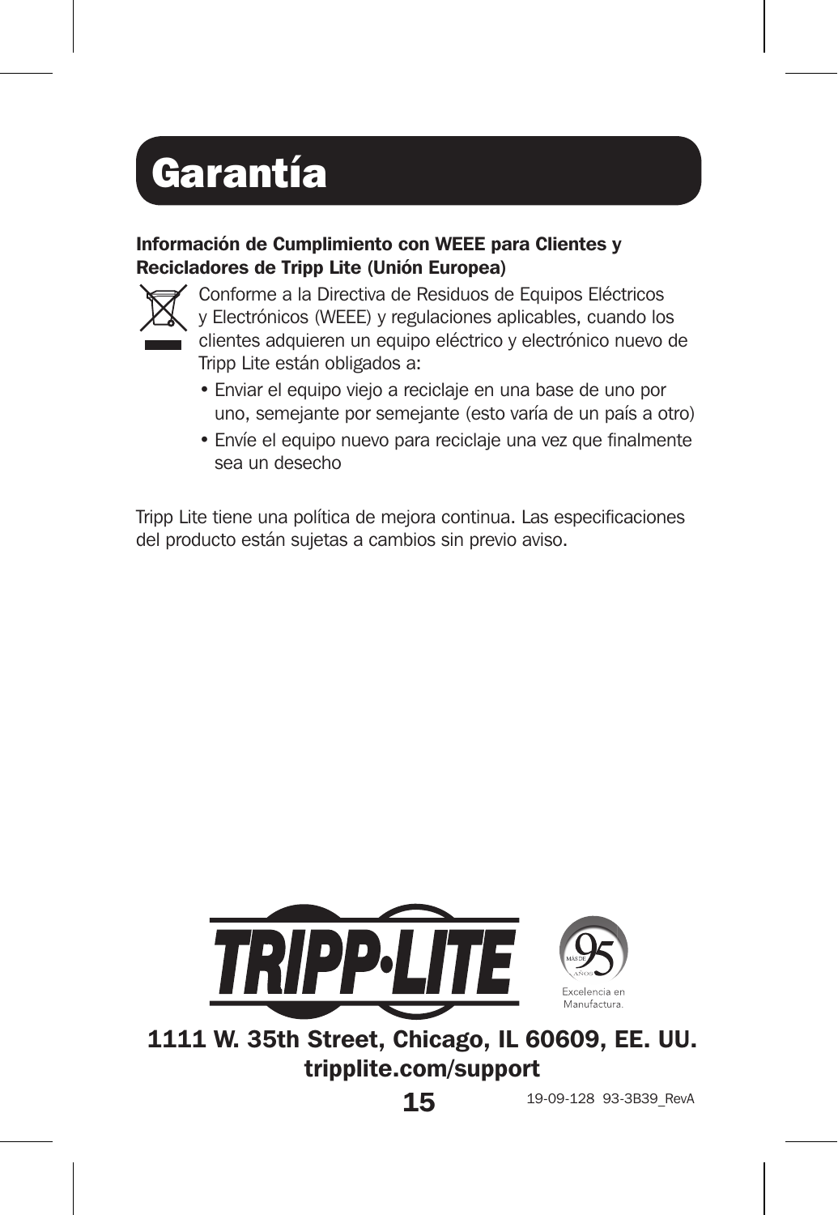# Garantía

**Información de Cumplimiento con WEEE para Clientes y Recicladores de Tripp Lite (Unión Europea)**

Conforme a la Directiva de Residuos de Equipos Eléctricos y Electrónicos (WEEE) y regulaciones aplicables, cuando los clientes adquieren un equipo eléctrico y electrónico nuevo de Tripp Lite están obligados a:

- Enviar el equipo viejo a reciclaje en una base de uno por uno, semejante por semejante (esto varía de un país a otro)
- Envíe el equipo nuevo para reciclaje una vez que finalmente sea un desecho

Tripp Lite tiene una política de mejora continua. Las especificaciones del producto están sujetas a cambios sin previo aviso.

TRIPP·LITE

MÁS DE 95 AÑOS Excelencia en Manufactura.

**1111 W. 35th Street, Chicago, IL 60609, EE. UU.**
**tripplite.com/support**

19-09-128 93-3B39_RevA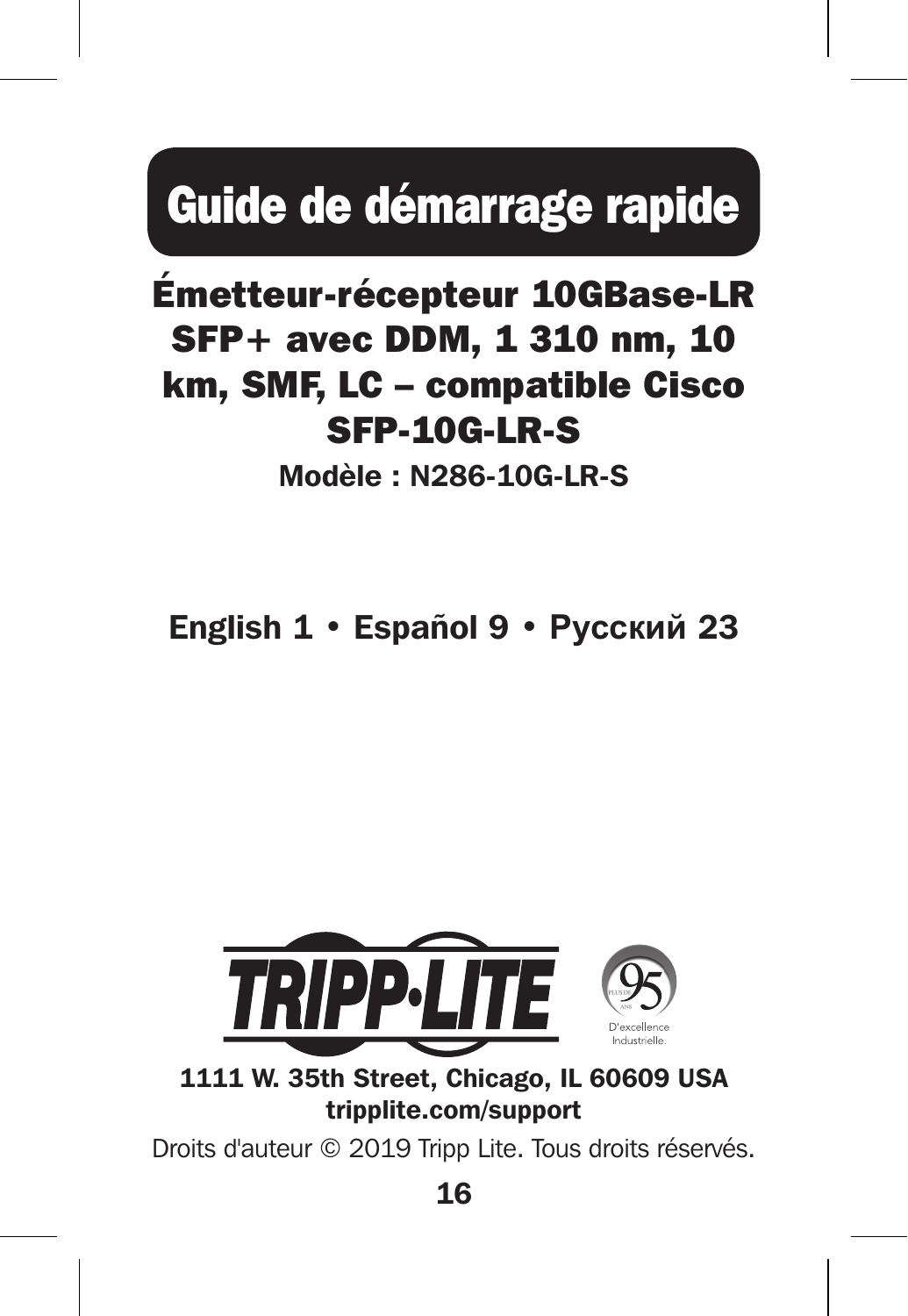# Guide de démarrage rapide

## Émetteur-récepteur 10GBase-LR SFP+ avec DDM, 1 310 nm, 10 km, SMF, LC – compatible Cisco SFP-10G-LR-S

**Modèle : N286-10G-LR-S**

**English 1 • Español 9 • Русский 23**

TRIPP·LITE

PLUS DE 95 ANS D'excellence Industrielle.

**1111 W. 35th Street, Chicago, IL 60609 USA**
**tripplite.com/support**

Droits d'auteur © 2019 Tripp Lite. Tous droits réservés.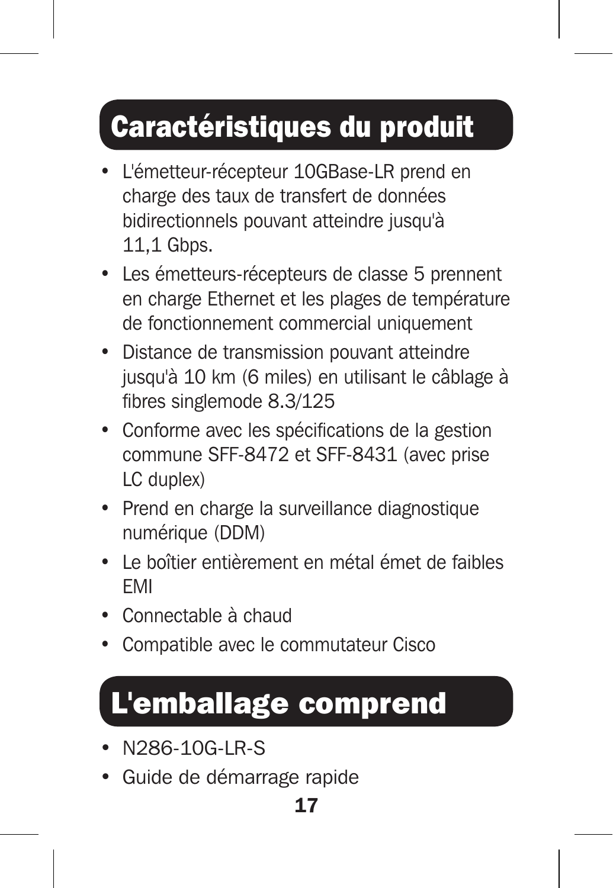## Caractéristiques du produit

- L'émetteur-récepteur 10GBase-LR prend en charge des taux de transfert de données bidirectionnels pouvant atteindre jusqu'à 11,1 Gbps.
- Les émetteurs-récepteurs de classe 5 prennent en charge Ethernet et les plages de température de fonctionnement commercial uniquement
- Distance de transmission pouvant atteindre jusqu'à 10 km (6 miles) en utilisant le câblage à fibres singlemode 8.3/125
- Conforme avec les spécifications de la gestion commune SFF-8472 et SFF-8431 (avec prise LC duplex)
- Prend en charge la surveillance diagnostique numérique (DDM)
- Le boîtier entièrement en métal émet de faibles EMI
- Connectable à chaud
- Compatible avec le commutateur Cisco

## L'emballage comprend

- N286-10G-LR-S
- Guide de démarrage rapide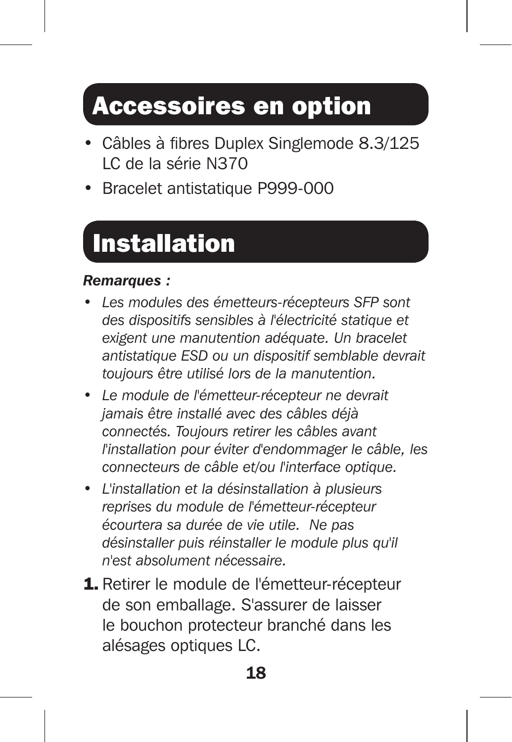## Accessoires en option

- Câbles à fibres Duplex Singlemode 8.3/125 LC de la série N370
- Bracelet antistatique P999-000

## Installation

***Remarques :***

- *Les modules des émetteurs-récepteurs SFP sont des dispositifs sensibles à l'électricité statique et exigent une manutention adéquate. Un bracelet antistatique ESD ou un dispositif semblable devrait toujours être utilisé lors de la manutention.*
- *Le module de l'émetteur-récepteur ne devrait jamais être installé avec des câbles déjà connectés. Toujours retirer les câbles avant l'installation pour éviter d'endommager le câble, les connecteurs de câble et/ou l'interface optique.*
- *L'installation et la désinstallation à plusieurs reprises du module de l'émetteur-récepteur écourtera sa durée de vie utile. Ne pas désinstaller puis réinstaller le module plus qu'il n'est absolument nécessaire.*

**1.** Retirer le module de l'émetteur-récepteur de son emballage. S'assurer de laisser le bouchon protecteur branché dans les alésages optiques LC.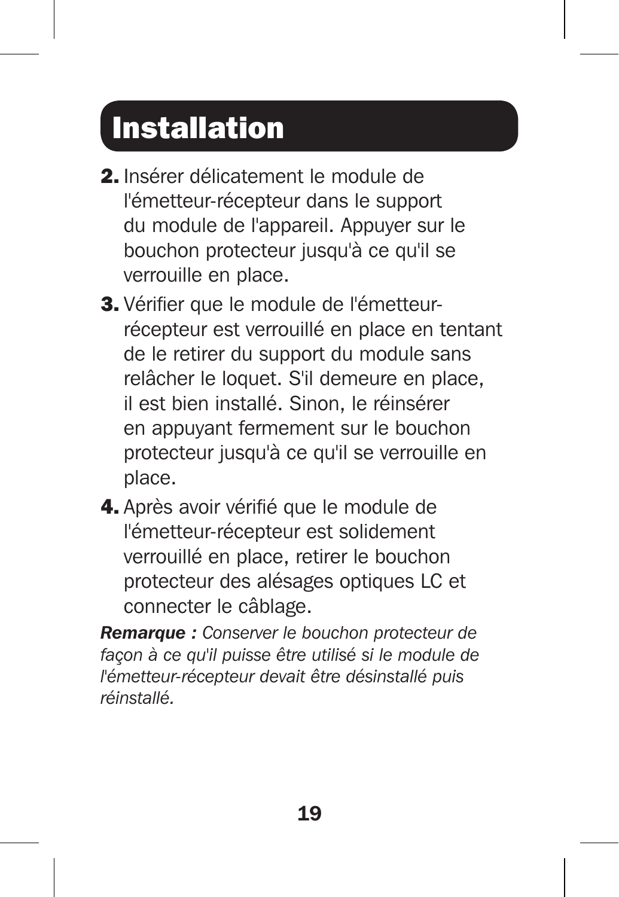# Installation

2. Insérer délicatement le module de l'émetteur-récepteur dans le support du module de l'appareil. Appuyer sur le bouchon protecteur jusqu'à ce qu'il se verrouille en place.
3. Vérifier que le module de l'émetteur-récepteur est verrouillé en place en tentant de le retirer du support du module sans relâcher le loquet. S'il demeure en place, il est bien installé. Sinon, le réinsérer en appuyant fermement sur le bouchon protecteur jusqu'à ce qu'il se verrouille en place.
4. Après avoir vérifié que le module de l'émetteur-récepteur est solidement verrouillé en place, retirer le bouchon protecteur des alésages optiques LC et connecter le câblage.

***Remarque :*** *Conserver le bouchon protecteur de façon à ce qu'il puisse être utilisé si le module de l'émetteur-récepteur devait être désinstallé puis réinstallé.*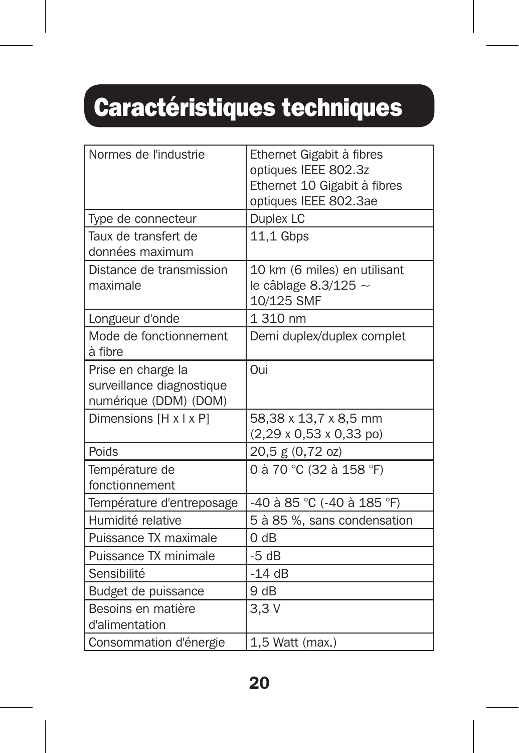# Caractéristiques techniques

| | |
|---|---|
| Normes de l'industrie | Ethernet Gigabit à fibres optiques IEEE 802.3z<br>Ethernet 10 Gigabit à fibres optiques IEEE 802.3ae |
| Type de connecteur | Duplex LC |
| Taux de transfert de données maximum | 11,1 Gbps |
| Distance de transmission maximale | 10 km (6 miles) en utilisant le câblage 8.3/125 ~ 10/125 SMF |
| Longueur d'onde | 1 310 nm |
| Mode de fonctionnement à fibre | Demi duplex/duplex complet |
| Prise en charge la surveillance diagnostique numérique (DDM) (DOM) | Oui |
| Dimensions [H x l x P] | 58,38 x 13,7 x 8,5 mm (2,29 x 0,53 x 0,33 po) |
| Poids | 20,5 g (0,72 oz) |
| Température de fonctionnement | 0 à 70 °C (32 à 158 °F) |
| Température d'entreposage | -40 à 85 °C (-40 à 185 °F) |
| Humidité relative | 5 à 85 %, sans condensation |
| Puissance TX maximale | 0 dB |
| Puissance TX minimale | -5 dB |
| Sensibilité | -14 dB |
| Budget de puissance | 9 dB |
| Besoins en matière d'alimentation | 3,3 V |
| Consommation d'énergie | 1,5 Watt (max.) |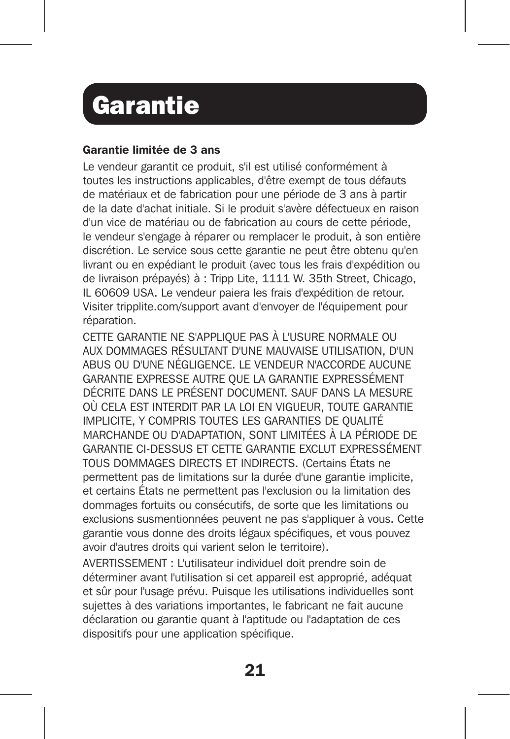# Garantie

### Garantie limitée de 3 ans

Le vendeur garantit ce produit, s'il est utilisé conformément à toutes les instructions applicables, d'être exempt de tous défauts de matériaux et de fabrication pour une période de 3 ans à partir de la date d'achat initiale. Si le produit s'avère défectueux en raison d'un vice de matériau ou de fabrication au cours de cette période, le vendeur s'engage à réparer ou remplacer le produit, à son entière discrétion. Le service sous cette garantie ne peut être obtenu qu'en livrant ou en expédiant le produit (avec tous les frais d'expédition ou de livraison prépayés) à : Tripp Lite, 1111 W. 35th Street, Chicago, IL 60609 USA. Le vendeur paiera les frais d'expédition de retour. Visiter tripplite.com/support avant d'envoyer de l'équipement pour réparation.

CETTE GARANTIE NE S'APPLIQUE PAS À L'USURE NORMALE OU AUX DOMMAGES RÉSULTANT D'UNE MAUVAISE UTILISATION, D'UN ABUS OU D'UNE NÉGLIGENCE. LE VENDEUR N'ACCORDE AUCUNE GARANTIE EXPRESSE AUTRE QUE LA GARANTIE EXPRESSÉMENT DÉCRITE DANS LE PRÉSENT DOCUMENT. SAUF DANS LA MESURE OÙ CELA EST INTERDIT PAR LA LOI EN VIGUEUR, TOUTE GARANTIE IMPLICITE, Y COMPRIS TOUTES LES GARANTIES DE QUALITÉ MARCHANDE OU D'ADAPTATION, SONT LIMITÉES À LA PÉRIODE DE GARANTIE CI-DESSUS ET CETTE GARANTIE EXCLUT EXPRESSÉMENT TOUS DOMMAGES DIRECTS ET INDIRECTS. (Certains États ne permettent pas de limitations sur la durée d'une garantie implicite, et certains États ne permettent pas l'exclusion ou la limitation des dommages fortuits ou consécutifs, de sorte que les limitations ou exclusions susmentionnées peuvent ne pas s'appliquer à vous. Cette garantie vous donne des droits légaux spécifiques, et vous pouvez avoir d'autres droits qui varient selon le territoire).

AVERTISSEMENT : L'utilisateur individuel doit prendre soin de déterminer avant l'utilisation si cet appareil est approprié, adéquat et sûr pour l'usage prévu. Puisque les utilisations individuelles sont sujettes à des variations importantes, le fabricant ne fait aucune déclaration ou garantie quant à l'aptitude ou l'adaptation de ces dispositifs pour une application spécifique.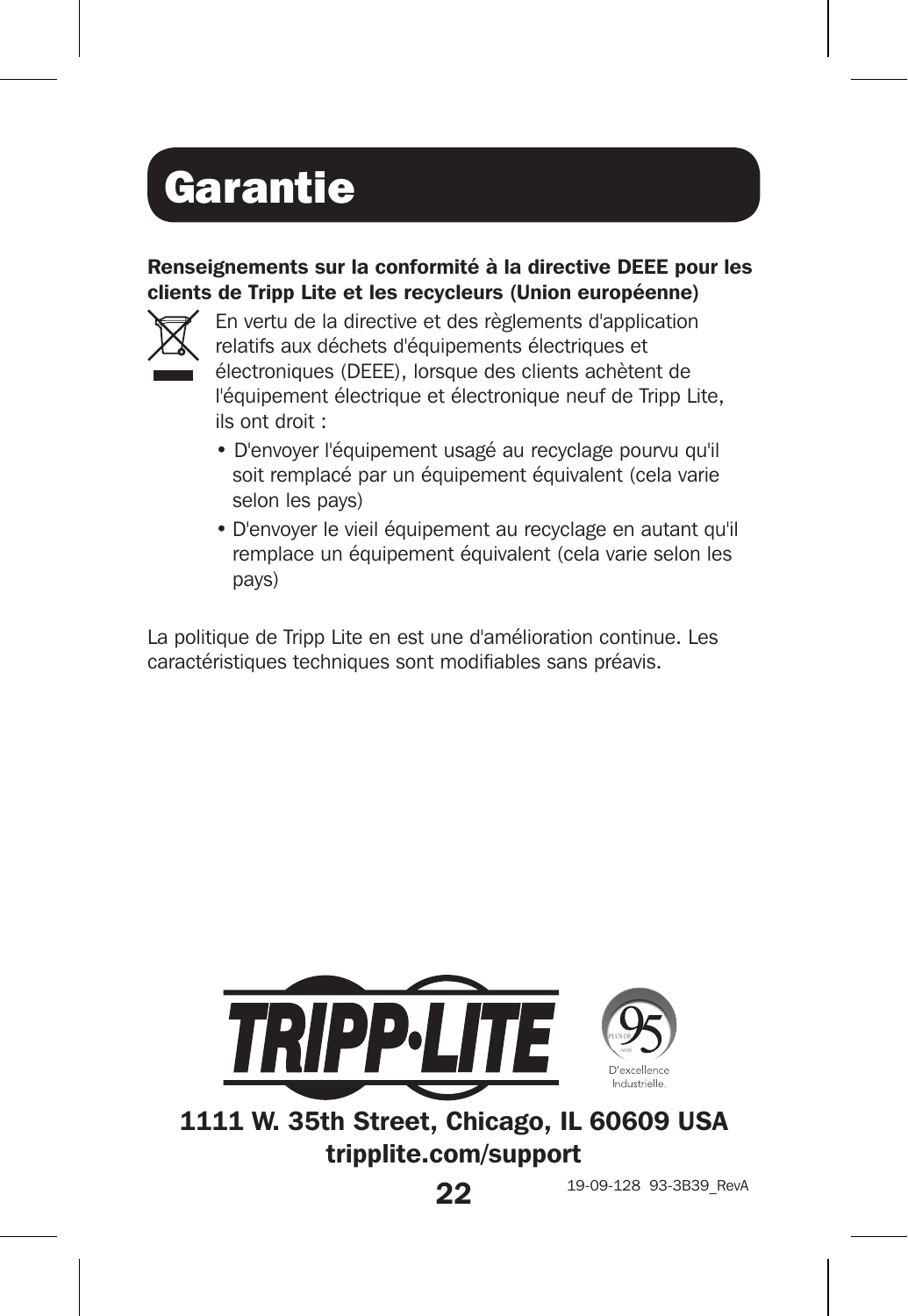# Garantie

**Renseignements sur la conformité à la directive DEEE pour les clients de Tripp Lite et les recycleurs (Union européenne)**

En vertu de la directive et des règlements d'application relatifs aux déchets d'équipements électriques et électroniques (DEEE), lorsque des clients achètent de l'équipement électrique et électronique neuf de Tripp Lite, ils ont droit :

- D'envoyer l'équipement usagé au recyclage pourvu qu'il soit remplacé par un équipement équivalent (cela varie selon les pays)
- D'envoyer le vieil équipement au recyclage en autant qu'il remplace un équipement équivalent (cela varie selon les pays)

La politique de Tripp Lite en est une d'amélioration continue. Les caractéristiques techniques sont modifiables sans préavis.

TRIPP·LITE

PLUS DE 95 ANS D'excellence Industrielle.

**1111 W. 35th Street, Chicago, IL 60609 USA**
**tripplite.com/support**

19-09-128 93-3B39_RevA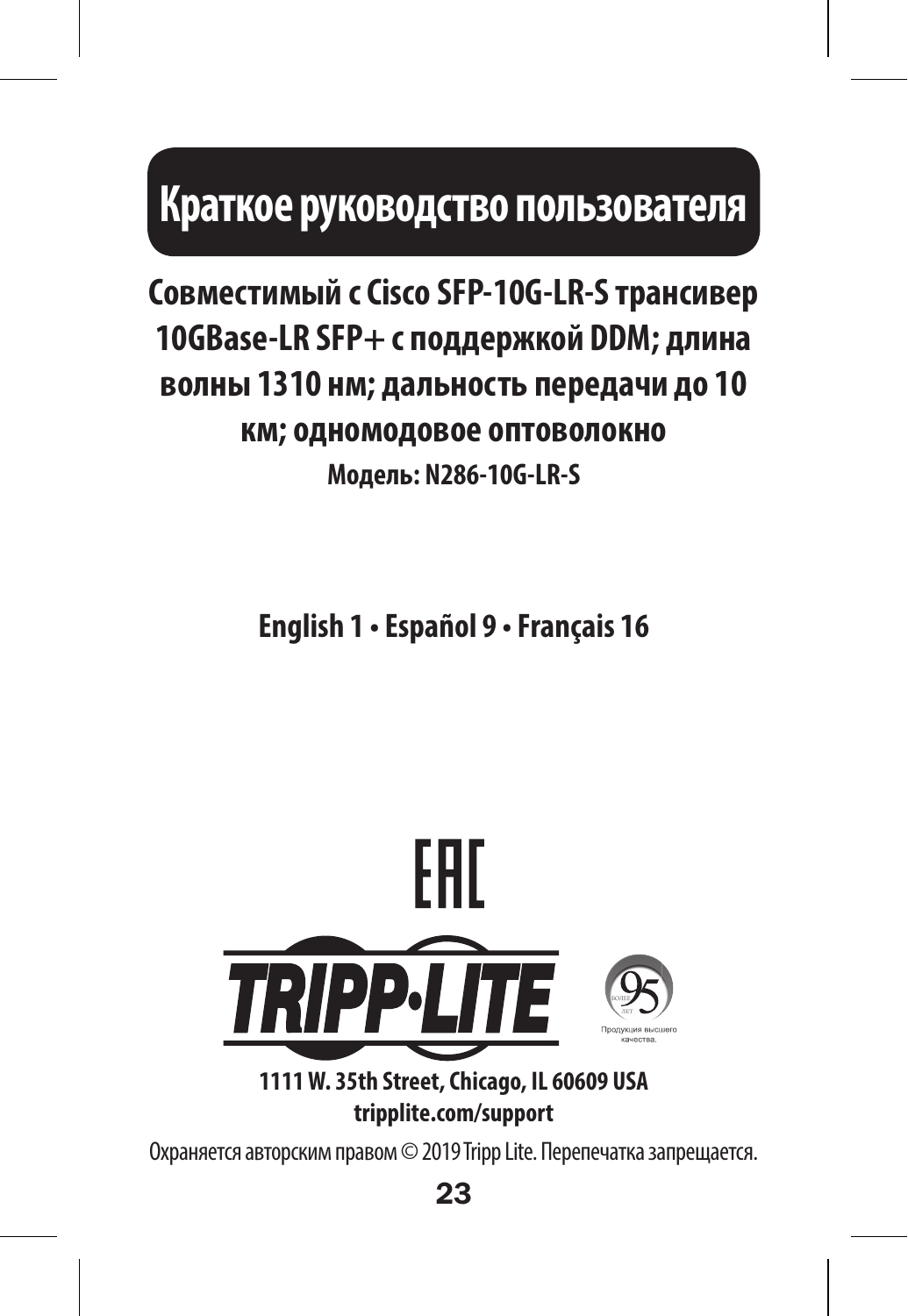# Краткое руководство пользователя

## Совместимый с Cisco SFP-10G-LR-S трансивер 10GBase-LR SFP+ с поддержкой DDM; длина волны 1310 нм; дальность передачи до 10 км; одномодовое оптоволокно

**Модель: N286-10G-LR-S**

**English 1 • Español 9 • Français 16**

EAC

TRIPP·LITE

БОЛЕЕ 95 ЛЕТ

Продукция высшего качества.

**1111 W. 35th Street, Chicago, IL 60609 USA**
**tripplite.com/support**

Охраняется авторским правом © 2019 Tripp Lite. Перепечатка запрещается.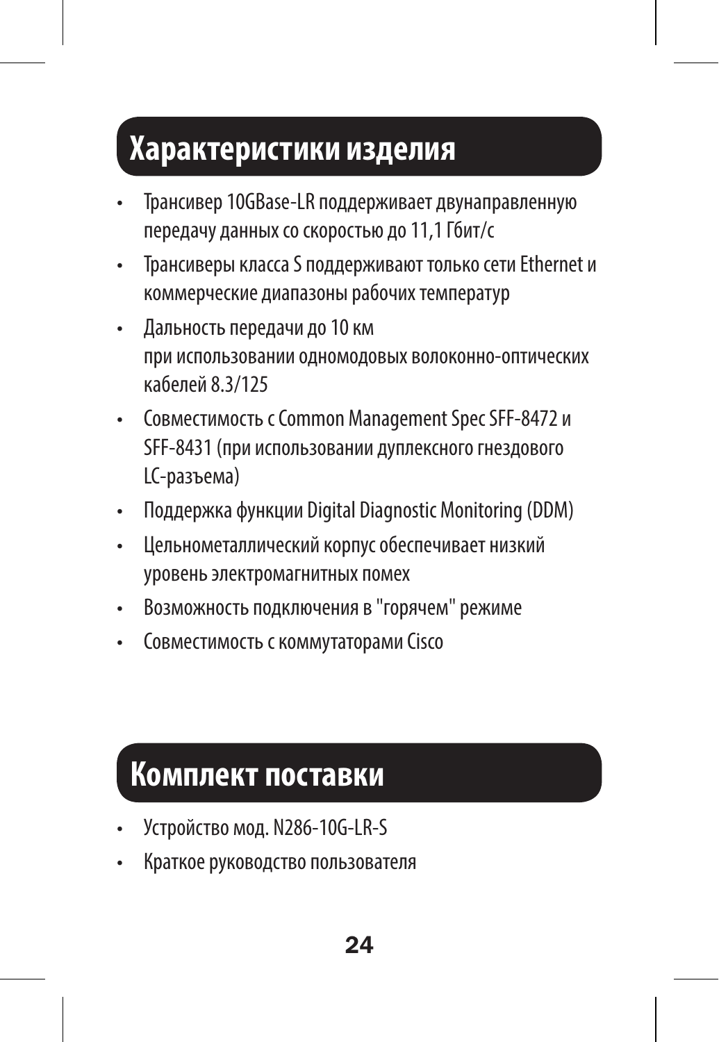## Характеристики изделия

- Трансивер 10GBase-LR поддерживает двунаправленную передачу данных со скоростью до 11,1 Гбит/с
- Трансиверы класса S поддерживают только сети Ethernet и коммерческие диапазоны рабочих температур
- Дальность передачи до 10 км
  при использовании одномодовых волоконно-оптических кабелей 8.3/125
- Совместимость с Common Management Spec SFF-8472 и SFF-8431 (при использовании дуплексного гнездового LC-разъема)
- Поддержка функции Digital Diagnostic Monitoring (DDM)
- Цельнометаллический корпус обеспечивает низкий уровень электромагнитных помех
- Возможность подключения в "горячем" режиме
- Совместимость с коммутаторами Cisco

## Комплект поставки

- Устройство мод. N286-10G-LR-S
- Краткое руководство пользователя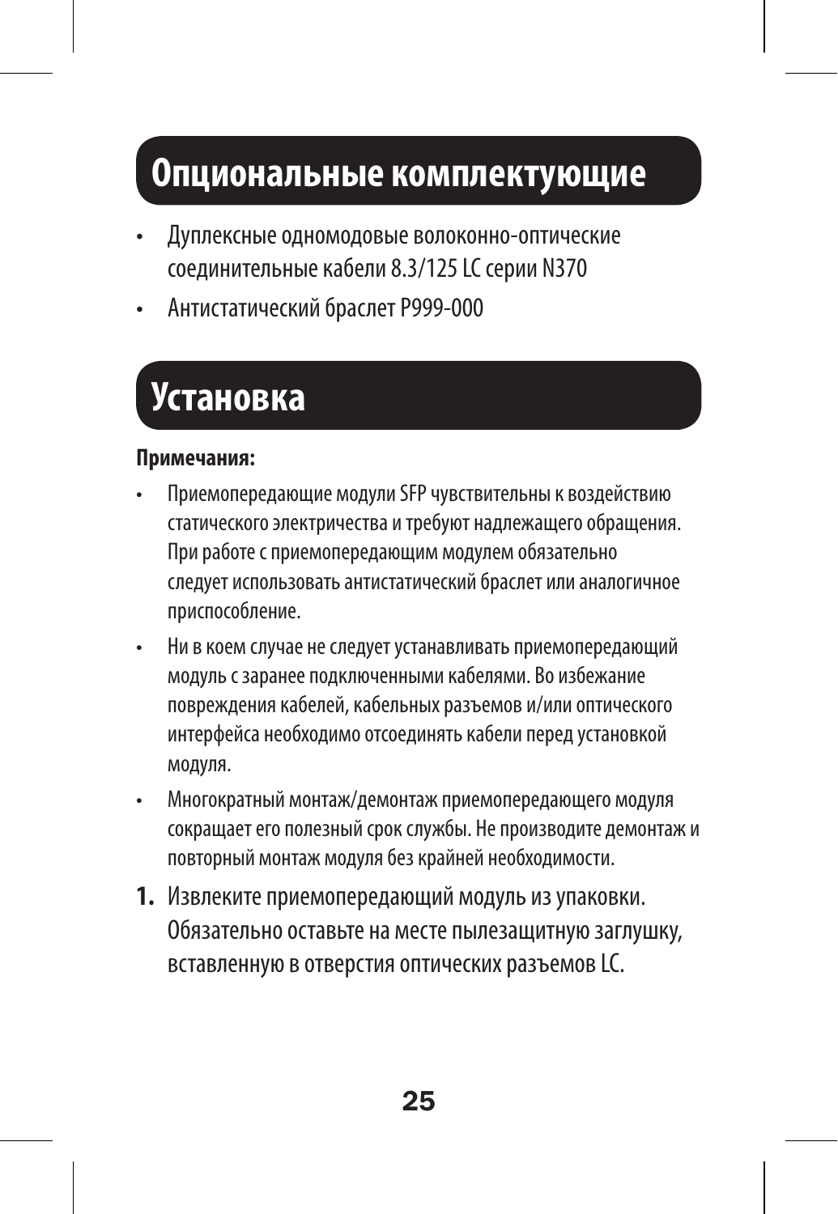## Опциональные комплектующие

- Дуплексные одномодовые волоконно-оптические соединительные кабели 8.3/125 LC серии N370
- Антистатический браслет P999-000

## Установка

**Примечания:**

- Приемопередающие модули SFP чувствительны к воздействию статического электричества и требуют надлежащего обращения. При работе с приемопередающим модулем обязательно следует использовать антистатический браслет или аналогичное приспособление.
- Ни в коем случае не следует устанавливать приемопередающий модуль с заранее подключенными кабелями. Во избежание повреждения кабелей, кабельных разъемов и/или оптического интерфейса необходимо отсоединять кабели перед установкой модуля.
- Многократный монтаж/демонтаж приемопередающего модуля сокращает его полезный срок службы. Не производите демонтаж и повторный монтаж модуля без крайней необходимости.

1. Извлеките приемопередающий модуль из упаковки. Обязательно оставьте на месте пылезащитную заглушку, вставленную в отверстия оптических разъемов LC.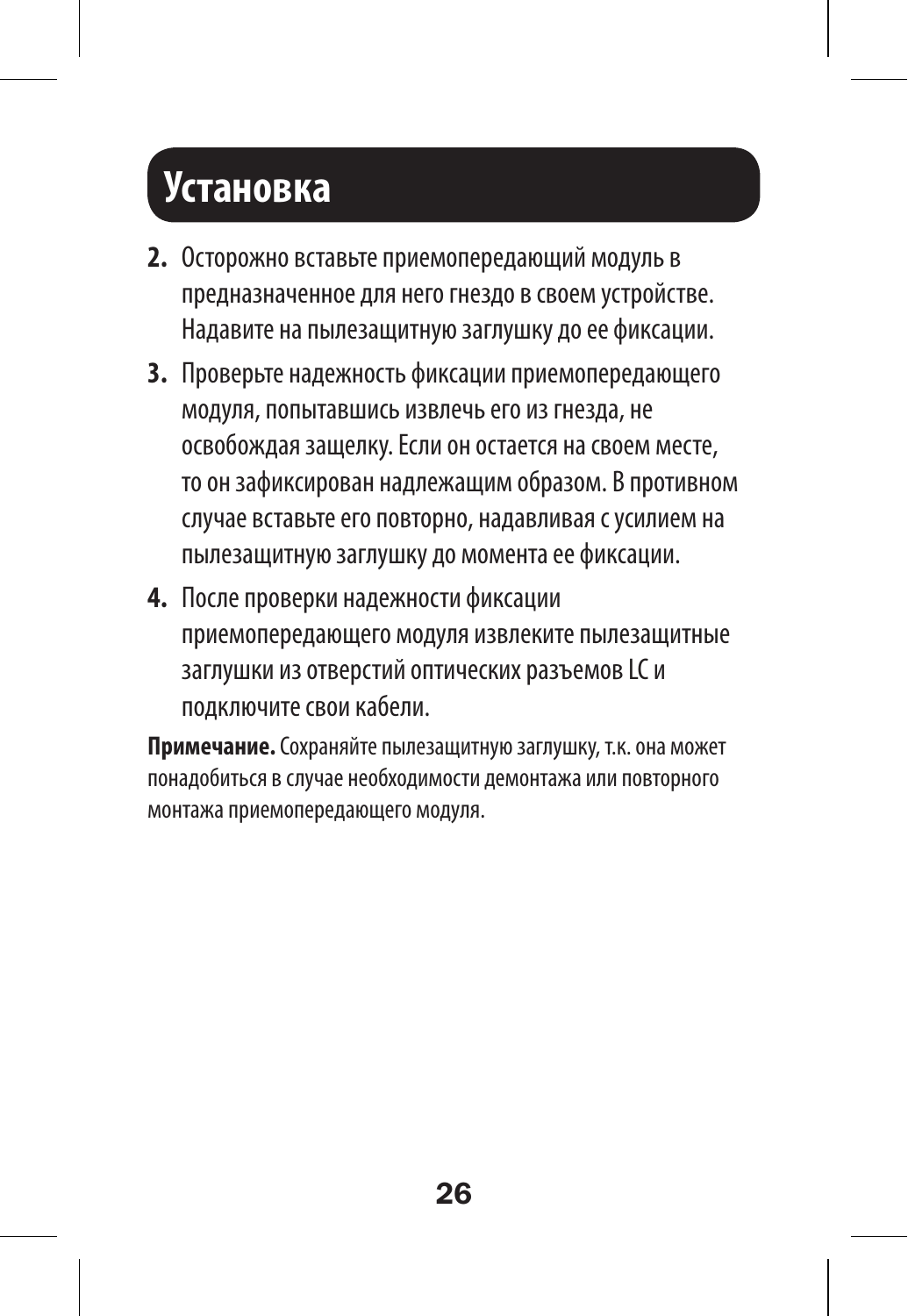# Установка

2. Осторожно вставьте приемопередающий модуль в предназначенное для него гнездо в своем устройстве. Надавите на пылезащитную заглушку до ее фиксации.
3. Проверьте надежность фиксации приемопередающего модуля, попытавшись извлечь его из гнезда, не освобождая защелку. Если он остается на своем месте, то он зафиксирован надлежащим образом. В противном случае вставьте его повторно, надавливая с усилием на пылезащитную заглушку до момента ее фиксации.
4. После проверки надежности фиксации приемопередающего модуля извлеките пылезащитные заглушки из отверстий оптических разъемов LC и подключите свои кабели.

**Примечание.** Сохраняйте пылезащитную заглушку, т.к. она может понадобиться в случае необходимости демонтажа или повторного монтажа приемопередающего модуля.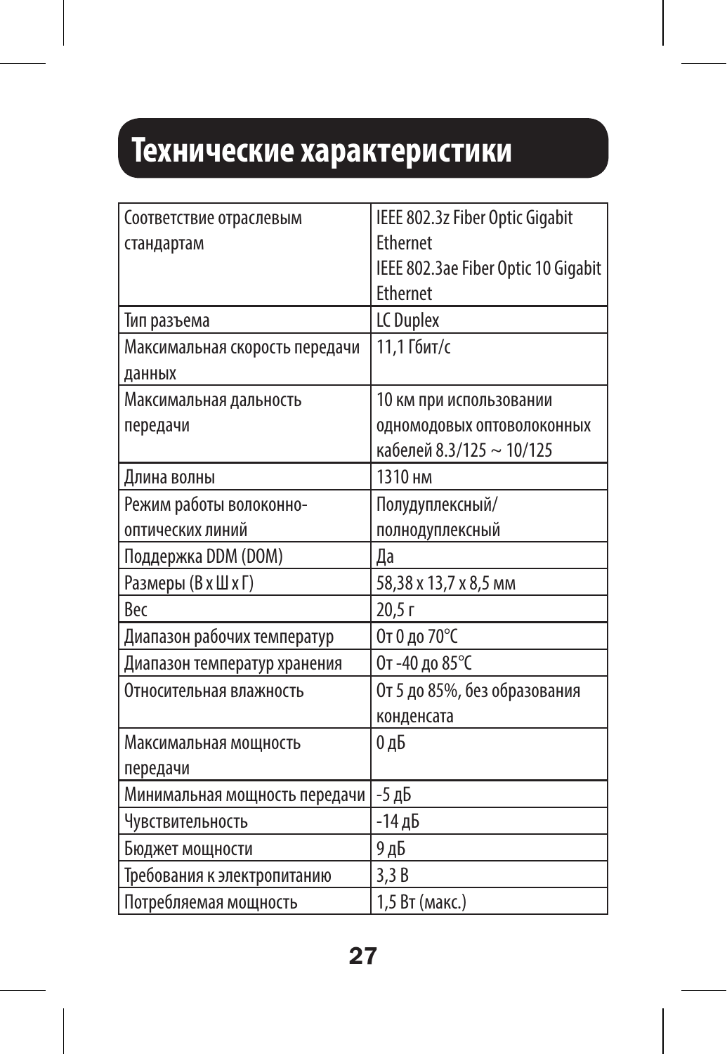# Технические характеристики

| | |
|---|---|
| Соответствие отраслевым стандартам | IEEE 802.3z Fiber Optic Gigabit Ethernet<br>IEEE 802.3ae Fiber Optic 10 Gigabit Ethernet |
| Тип разъема | LC Duplex |
| Максимальная скорость передачи данных | 11,1 Гбит/с |
| Максимальная дальность передачи | 10 км при использовании одномодовых оптоволоконных кабелей 8.3/125 ~ 10/125 |
| Длина волны | 1310 нм |
| Режим работы волоконно-оптических линий | Полудуплексный/ полнодуплексный |
| Поддержка DDM (DOM) | Да |
| Размеры (В x Ш x Г) | 58,38 x 13,7 x 8,5 мм |
| Вес | 20,5 г |
| Диапазон рабочих температур | От 0 до 70°C |
| Диапазон температур хранения | От -40 до 85°C |
| Относительная влажность | От 5 до 85%, без образования конденсата |
| Максимальная мощность передачи | 0 дБ |
| Минимальная мощность передачи | -5 дБ |
| Чувствительность | -14 дБ |
| Бюджет мощности | 9 дБ |
| Требования к электропитанию | 3,3 В |
| Потребляемая мощность | 1,5 Вт (макс.) |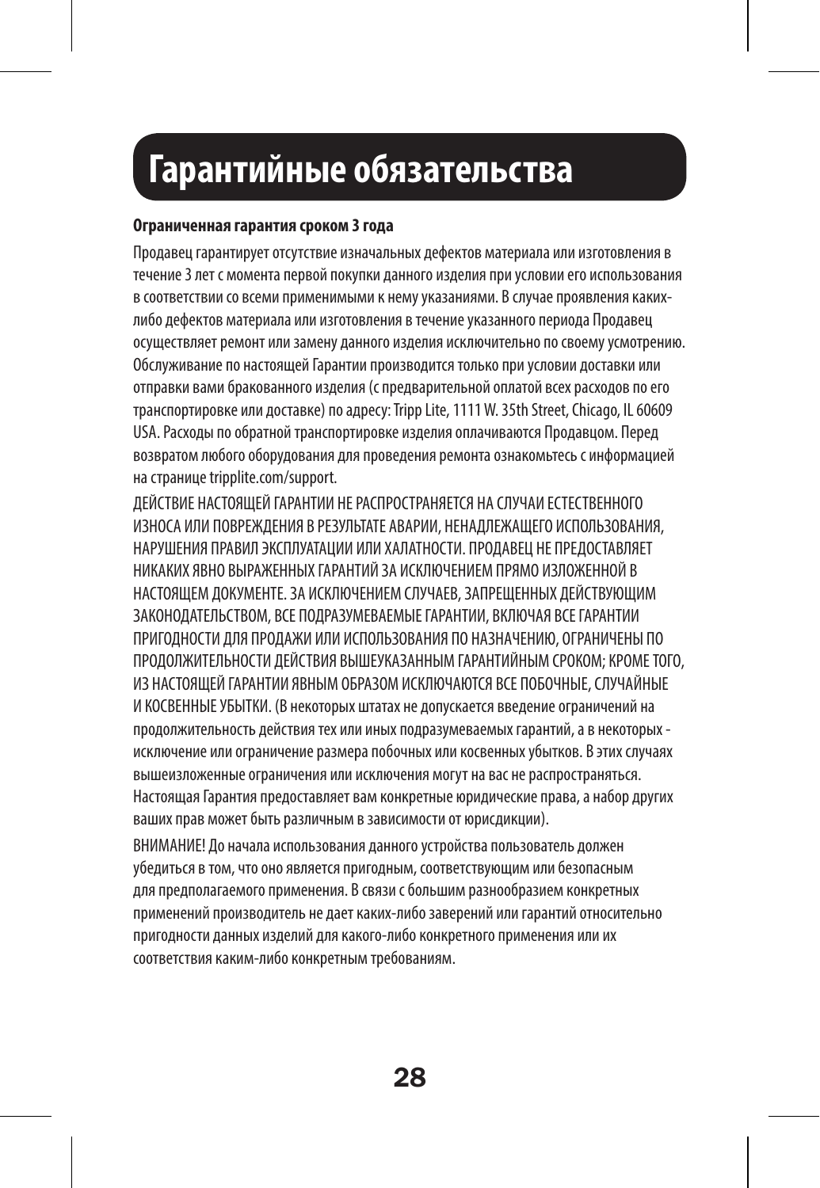# Гарантийные обязательства

**Ограниченная гарантия сроком 3 года**

Продавец гарантирует отсутствие изначальных дефектов материала или изготовления в течение 3 лет с момента первой покупки данного изделия при условии его использования в соответствии со всеми применимыми к нему указаниями. В случае проявления каких-либо дефектов материала или изготовления в течение указанного периода Продавец осуществляет ремонт или замену данного изделия исключительно по своему усмотрению. Обслуживание по настоящей Гарантии производится только при условии доставки или отправки вами бракованного изделия (с предварительной оплатой всех расходов по его транспортировке или доставке) по адресу: Tripp Lite, 1111 W. 35th Street, Chicago, IL 60609 USA. Расходы по обратной транспортировке изделия оплачиваются Продавцом. Перед возвратом любого оборудования для проведения ремонта ознакомьтесь с информацией на странице tripplite.com/support.

ДЕЙСТВИЕ НАСТОЯЩЕЙ ГАРАНТИИ НЕ РАСПРОСТРАНЯЕТСЯ НА СЛУЧАИ ЕСТЕСТВЕННОГО ИЗНОСА ИЛИ ПОВРЕЖДЕНИЯ В РЕЗУЛЬТАТЕ АВАРИИ, НЕНАДЛЕЖАЩЕГО ИСПОЛЬЗОВАНИЯ, НАРУШЕНИЯ ПРАВИЛ ЭКСПЛУАТАЦИИ ИЛИ ХАЛАТНОСТИ. ПРОДАВЕЦ НЕ ПРЕДОСТАВЛЯЕТ НИКАКИХ ЯВНО ВЫРАЖЕННЫХ ГАРАНТИЙ ЗА ИСКЛЮЧЕНИЕМ ПРЯМО ИЗЛОЖЕННОЙ В НАСТОЯЩЕМ ДОКУМЕНТЕ. ЗА ИСКЛЮЧЕНИЕМ СЛУЧАЕВ, ЗАПРЕЩЕННЫХ ДЕЙСТВУЮЩИМ ЗАКОНОДАТЕЛЬСТВОМ, ВСЕ ПОДРАЗУМЕВАЕМЫЕ ГАРАНТИИ, ВКЛЮЧАЯ ВСЕ ГАРАНТИИ ПРИГОДНОСТИ ДЛЯ ПРОДАЖИ ИЛИ ИСПОЛЬЗОВАНИЯ ПО НАЗНАЧЕНИЮ, ОГРАНИЧЕНЫ ПО ПРОДОЛЖИТЕЛЬНОСТИ ДЕЙСТВИЯ ВЫШЕУКАЗАННЫМ ГАРАНТИЙНЫМ СРОКОМ; КРОМЕ ТОГО, ИЗ НАСТОЯЩЕЙ ГАРАНТИИ ЯВНЫМ ОБРАЗОМ ИСКЛЮЧАЮТСЯ ВСЕ ПОБОЧНЫЕ, СЛУЧАЙНЫЕ И КОСВЕННЫЕ УБЫТКИ. (В некоторых штатах не допускается введение ограничений на продолжительность действия тех или иных подразумеваемых гарантий, а в некоторых - исключение или ограничение размера побочных или косвенных убытков. В этих случаях вышеизложенные ограничения или исключения могут на вас не распространяться. Настоящая Гарантия предоставляет вам конкретные юридические права, а набор других ваших прав может быть различным в зависимости от юрисдикции).

ВНИМАНИЕ! До начала использования данного устройства пользователь должен убедиться в том, что оно является пригодным, соответствующим или безопасным для предполагаемого применения. В связи с большим разнообразием конкретных применений производитель не дает каких-либо заверений или гарантий относительно пригодности данных изделий для какого-либо конкретного применения или их соответствия каким-либо конкретным требованиям.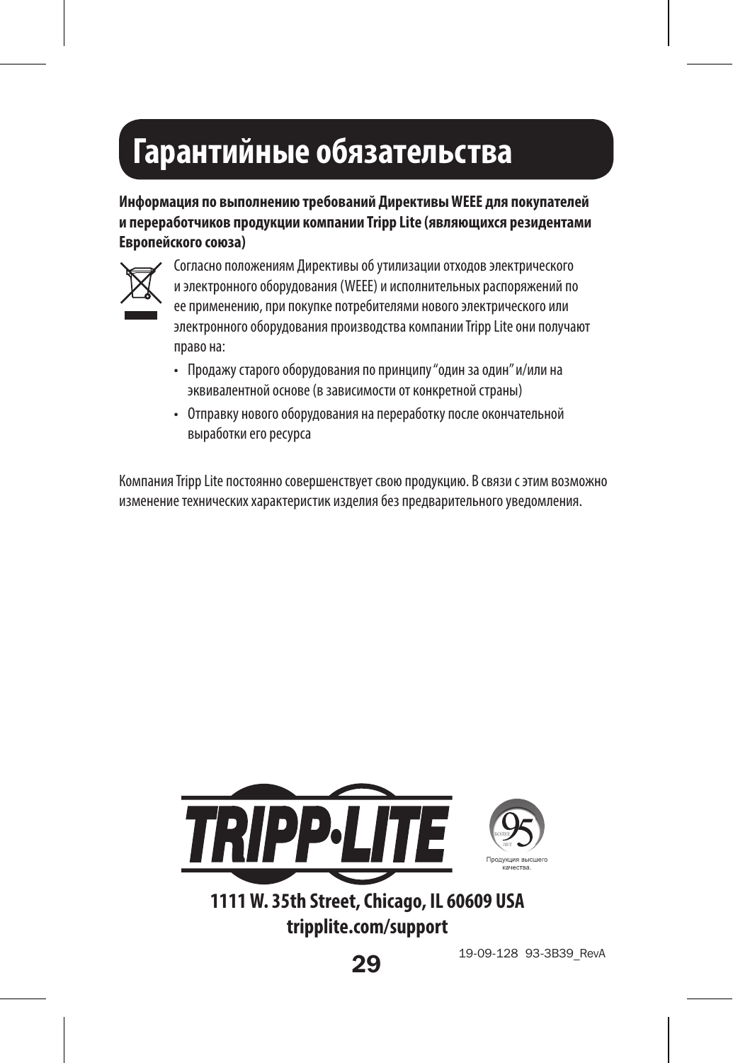# Гарантийные обязательства

**Информация по выполнению требований Директивы WEEE для покупателей и переработчиков продукции компании Tripp Lite (являющихся резидентами Европейского союза)**

Согласно положениям Директивы об утилизации отходов электрического и электронного оборудования (WEEE) и исполнительных распоряжений по ее применению, при покупке потребителями нового электрического или электронного оборудования производства компании Tripp Lite они получают право на:

- Продажу старого оборудования по принципу “один за один” и/или на эквивалентной основе (в зависимости от конкретной страны)
- Отправку нового оборудования на переработку после окончательной выработки его ресурса

Компания Tripp Lite постоянно совершенствует свою продукцию. В связи с этим возможно изменение технических характеристик изделия без предварительного уведомления.

TRIPP·LITE

БОЛЕЕ 95 ЛЕТ

Продукция высшего качества.

**1111 W. 35th Street, Chicago, IL 60609 USA**

**tripplite.com/support**

19-09-128 93-3B39_RevA